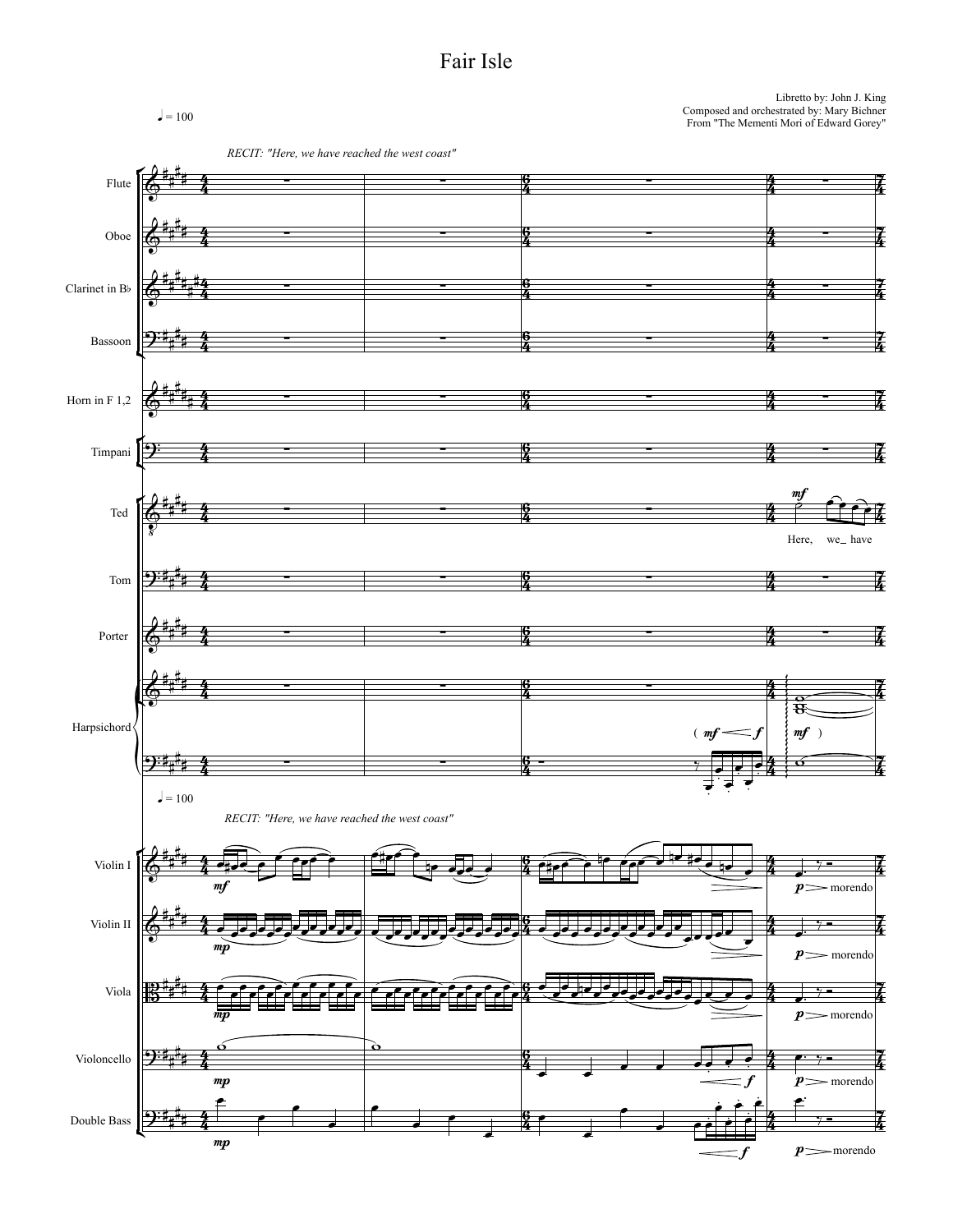# Fair Isle

Libretto by: John J. King
Composed and orchestrated by: Mary Bichner
From "The Mementi Mori of Edward Gorey"

♩ = 100

*RECIT: "Here, we have reached the west coast"*

Flute

Oboe

Clarinet in B♭

Bassoon

Horn in F 1,2

Timpani

Ted

Here, we_ have

Tom

Porter

Harpsichord

Violin I

Violin II

Viola

Violoncello

Double Bass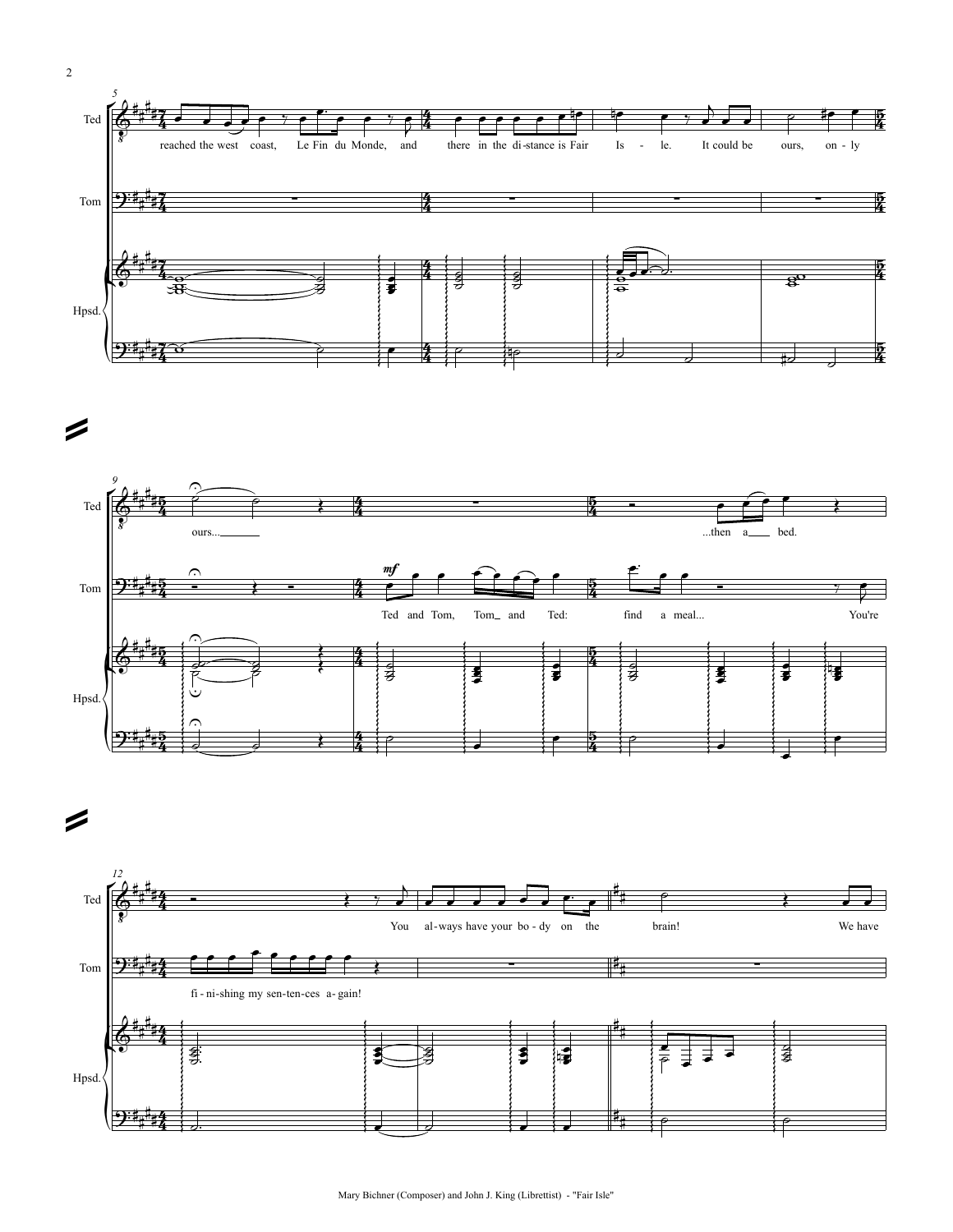Ted: reached the west coast, Le Fin du Monde, and there in the di-stance is Fair Is - le. It could be ours, on - ly

Ted: ours... ...then a bed.

Tom: Ted and Tom, Tom and Ted: find a meal... You're

Tom: fi - ni-shing my sen-ten-ces a-gain!

Ted: You al-ways have your bo - dy on the brain! We have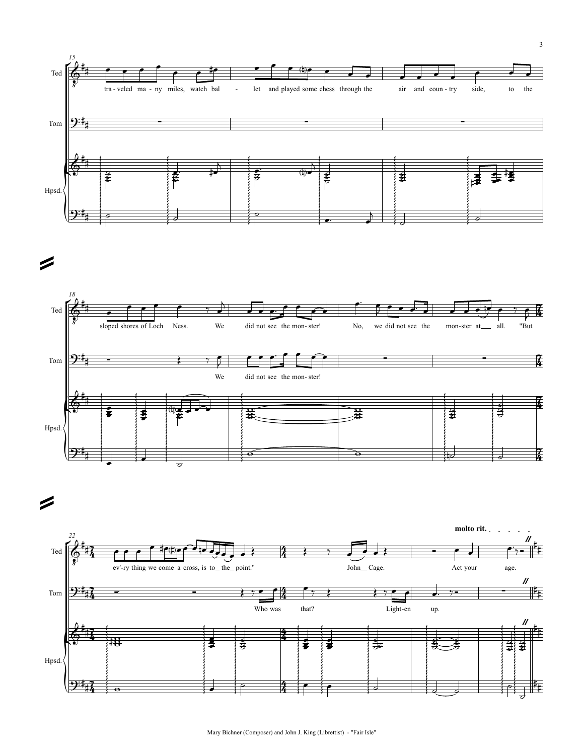**Ted:** traveled many miles, watch ballet and played some chess through the air and country side, to the sloped shores of Loch Ness. We did not see the monster! No, we did not see the monster at all. "But ev'ry thing we come across, is to the point." John Cage. Act your age.

**Tom:** We did not see the monster! Who was that? Lighten up.

**molto rit.**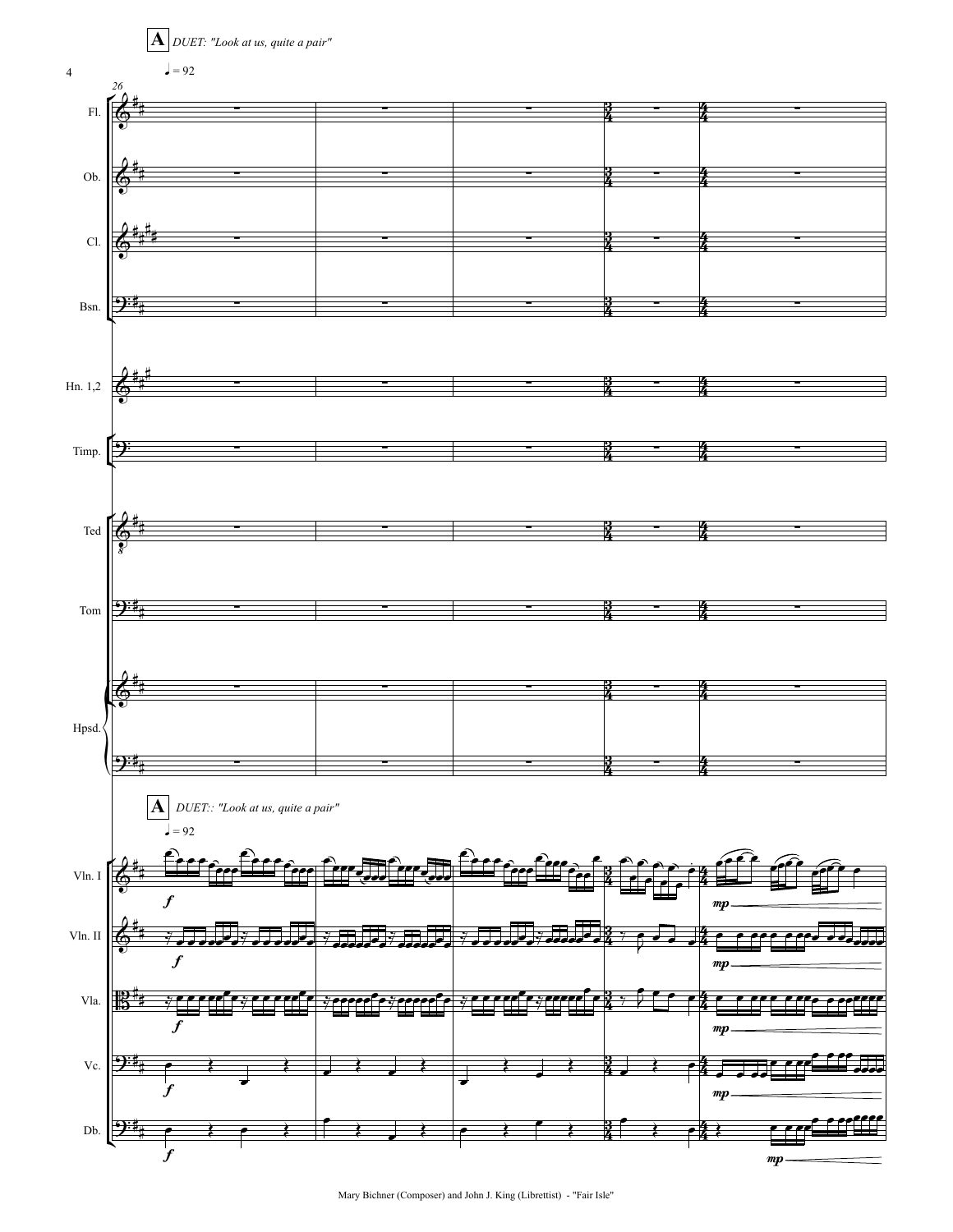**A** *DUET: "Look at us, quite a pair"*

♩ = 92

Fl.

Ob.

Cl.

Bsn.

Hn. 1,2

Timp.

Ted

Tom

Hpsd.

**A** *DUET:: "Look at us, quite a pair"*

♩ = 92

Vln. I

Vln. II

Vla.

Vc.

Db.

*f*

*mp*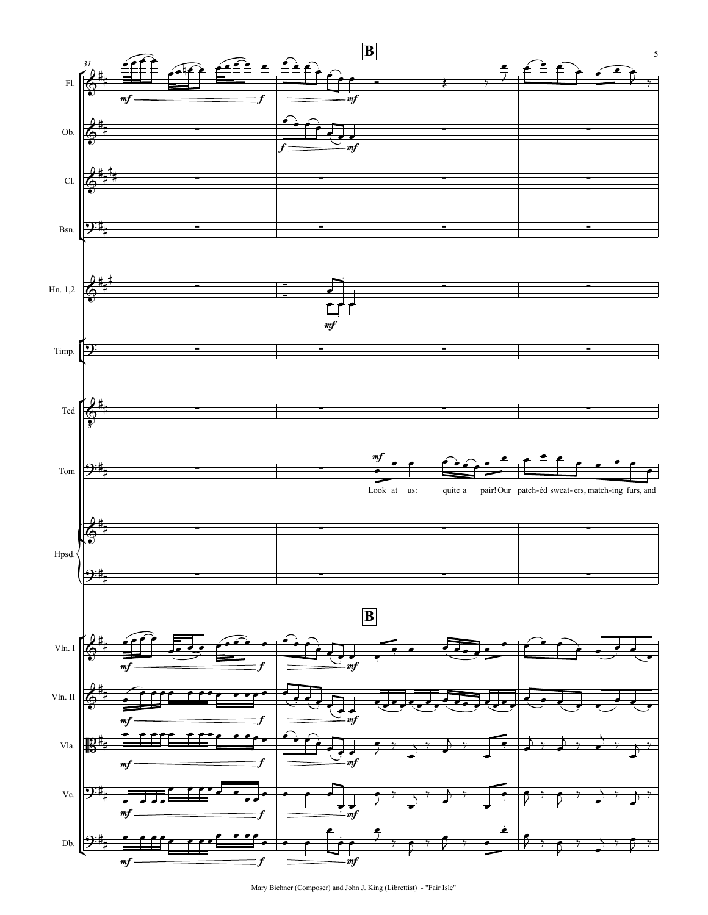**B**

Fl.

Ob.

Cl.

Bsn.

Hn. 1,2

Timp.

Ted

Tom

Look at us: quite a pair! Our patch-éd sweat- ers, match-ing furs, and

Hpsd.

**B**

Vln. I

Vln. II

Vla.

Vc.

Db.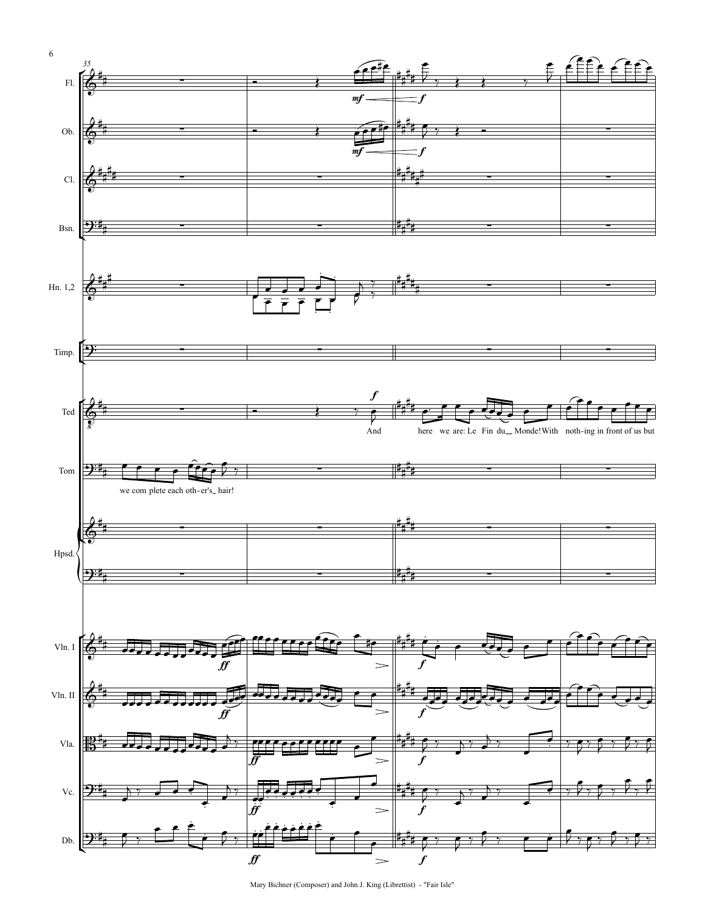Fl.

Ob.

Cl.

Bsn.

Hn. 1,2

Timp.

Ted

And here we are: Le Fin du_ Monde! With noth-ing in front of us but

Tom

we com plete each oth-er's_ hair!

Hpsd.

Vln. I

Vln. II

Vla.

Vc.

Db.

Mary Bichner (Composer) and John J. King (Librettist) - "Fair Isle"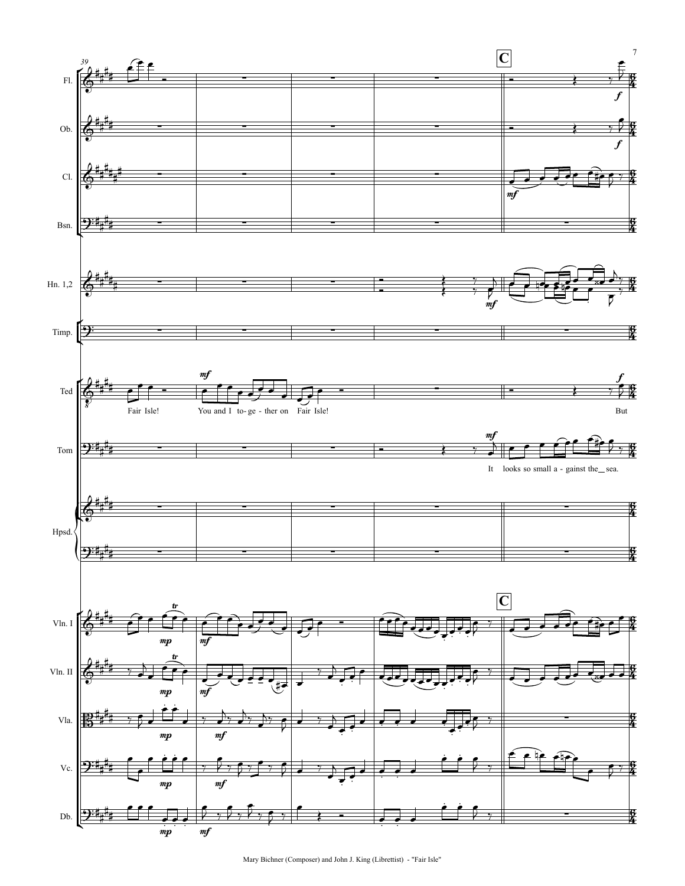39

C

Fl.

Ob.

Cl.

Bsn.

Hn. 1,2

Timp.

Ted

Fair Isle! You and I to - ge - ther on Fair Isle! But

Tom

It looks so small a - gainst the sea.

Hpsd.

Vln. I

Vln. II

Vla.

Vc.

Db.

Mary Bichner (Composer) and John J. King (Librettist) - "Fair Isle"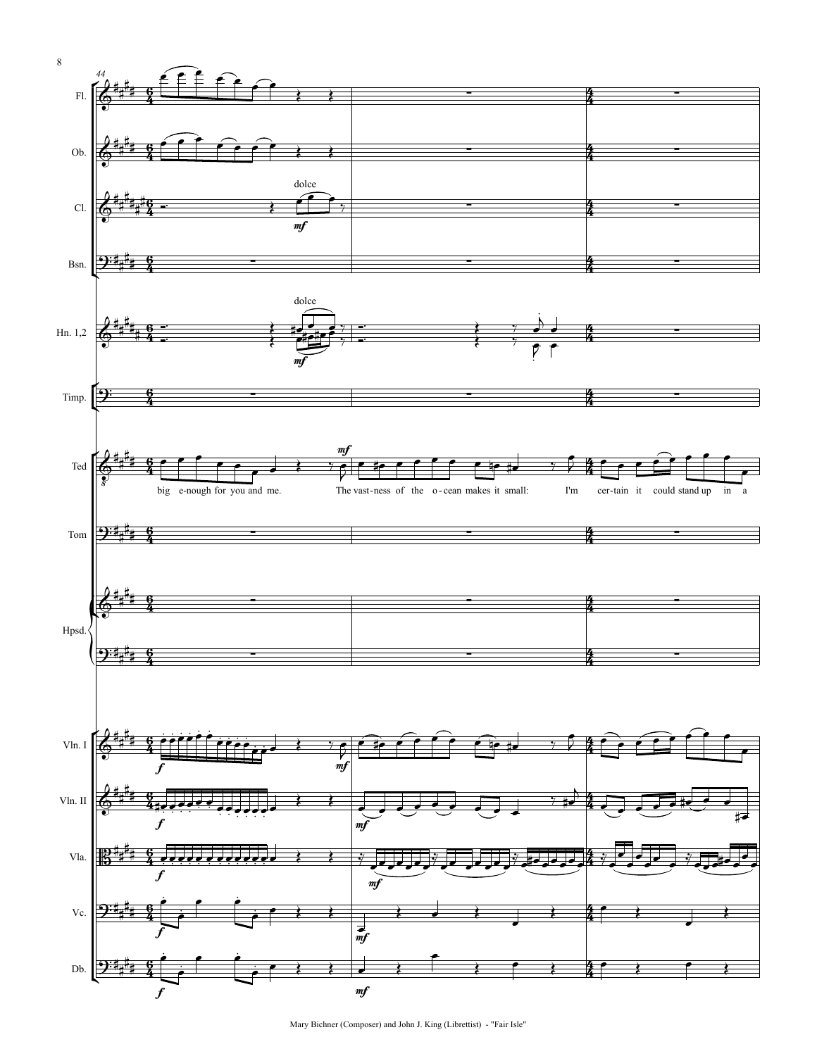Fl.

Ob.

Cl.

Bsn.

Hn. 1,2

Timp.

Ted

big e-nough for you and me. The vast-ness of the o-cean makes it small: I'm cer-tain it could stand up in a

Tom

Hpsd.

Vln. I

Vln. II

Vla.

Vc.

Db.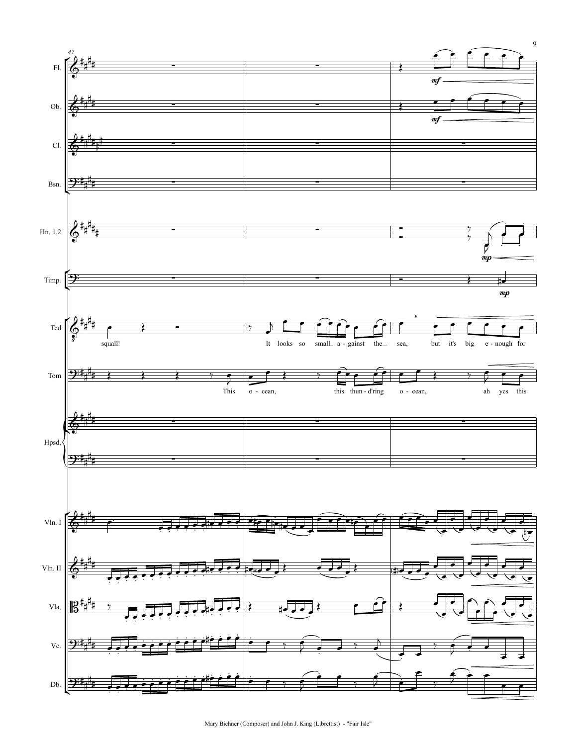Fl.

Ob.

Cl.

Bsn.

Hn. 1,2

Timp.

Ted

squall! It looks so small a - gainst the sea, but it's big e - nough for

Tom

This o - cean, this thun - d'ring o - cean, ah yes this

Hpsd.

Vln. I

Vln. II

Vla.

Vc.

Db.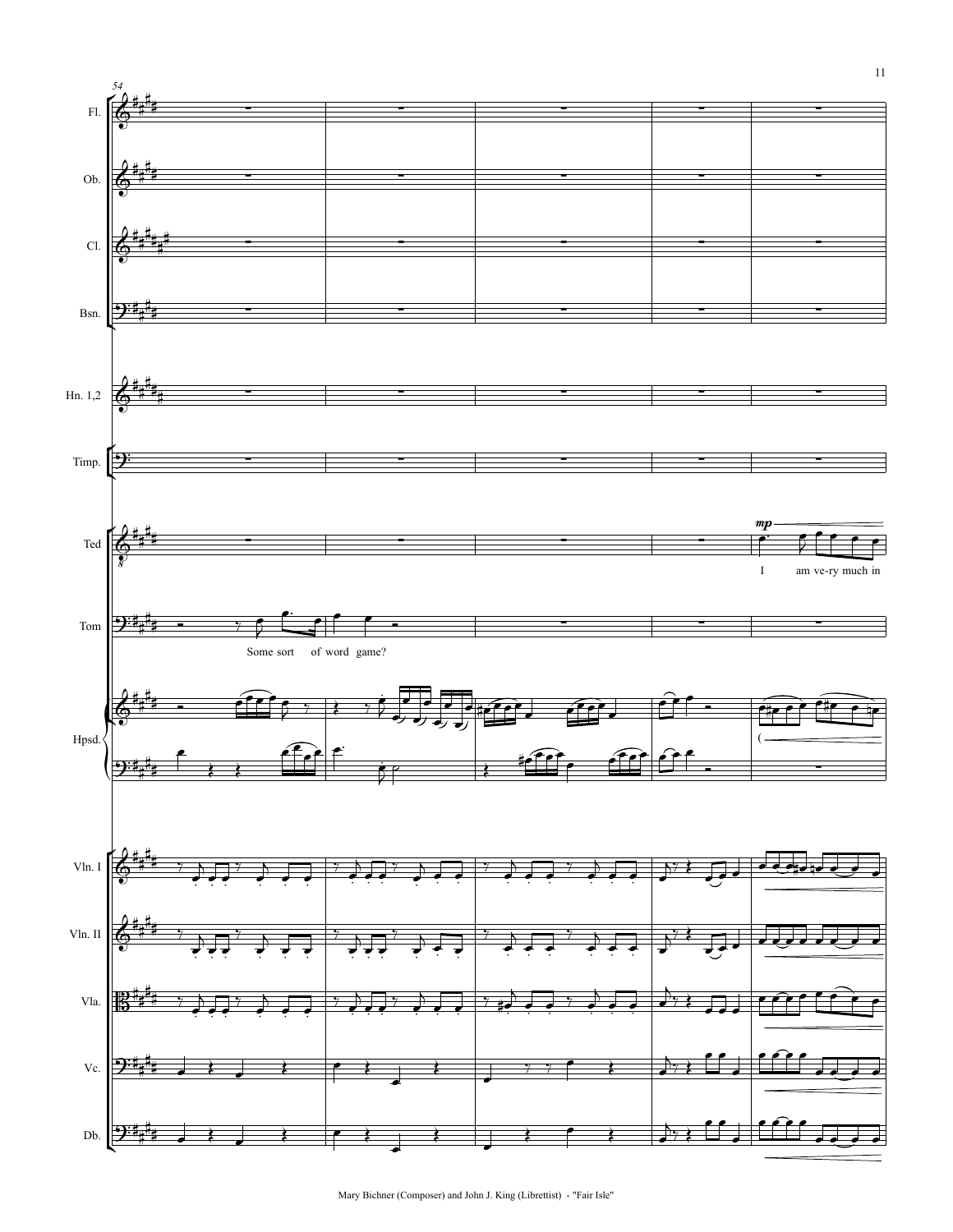54

Fl.

Ob.

Cl.

Bsn.

Hn. 1,2

Timp.

Ted

*mp*

I am ve-ry much in

Tom

Some sort of word game?

Hpsd.

Vln. I

Vln. II

Vla.

Vc.

Db.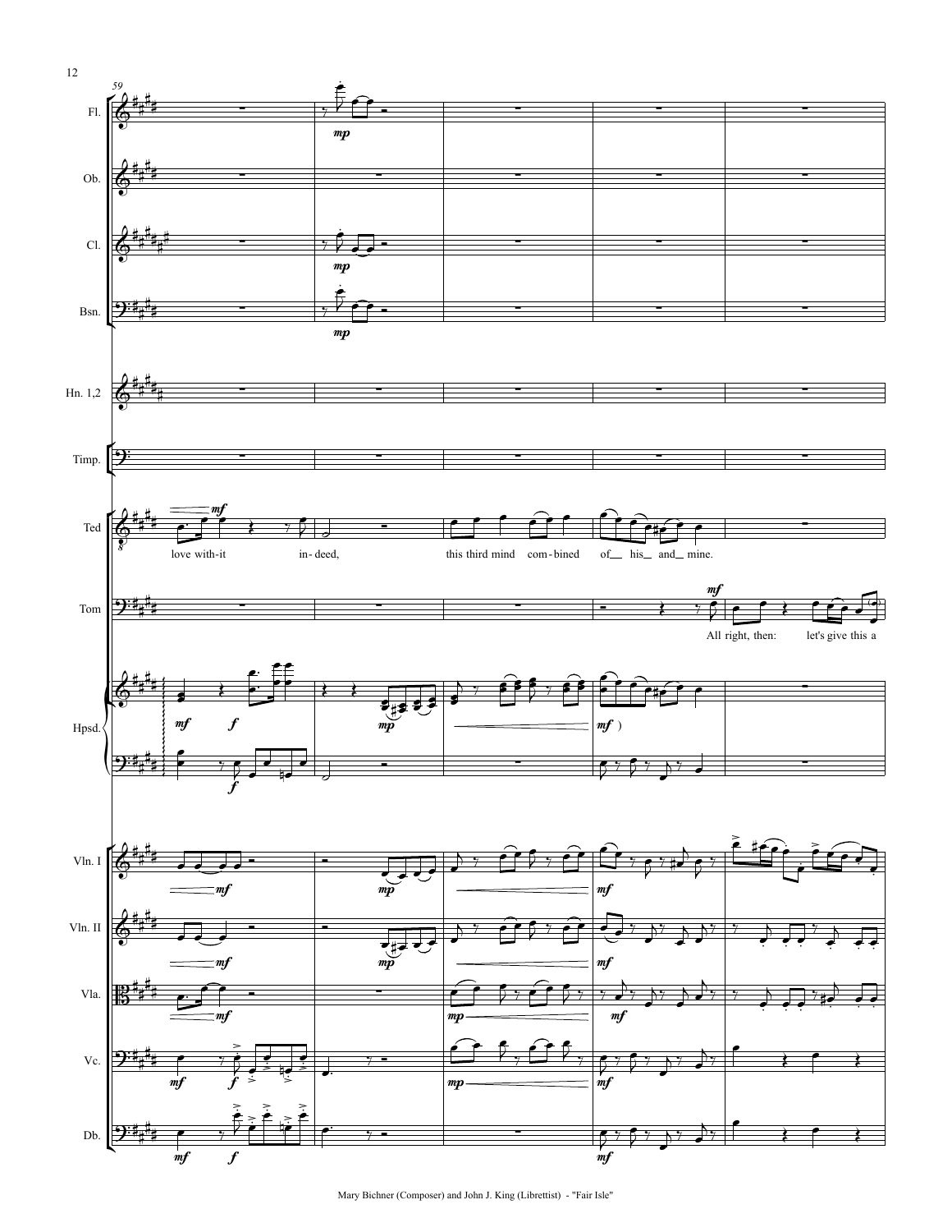Fl.

Ob.

Cl.

Bsn.

Hn. 1,2

Timp.

Ted

love with-it in- deed, this third mind com-bined of his and mine.

Tom

All right, then: let's give this a

Hpsd.

Vln. I

Vln. II

Vla.

Vc.

Db.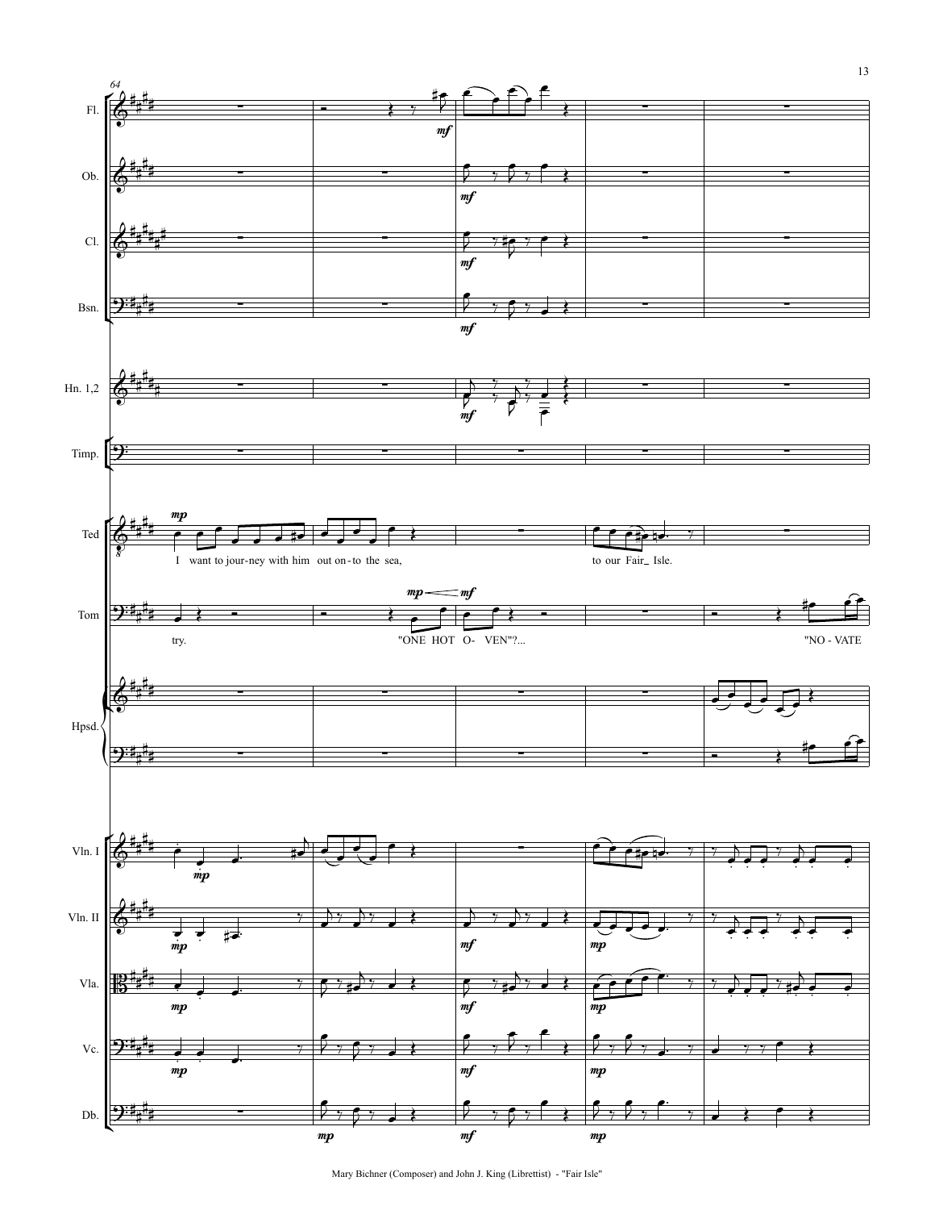64

Fl.

Ob.

Cl.

Bsn.

Hn. 1,2

Timp.

Ted: I want to jour-ney with him out on-to the sea, to our Fair_ Isle.

Tom: try. "ONE HOT O- VEN"?... "NO - VATE

Hpsd.

Vln. I

Vln. II

Vla.

Vc.

Db.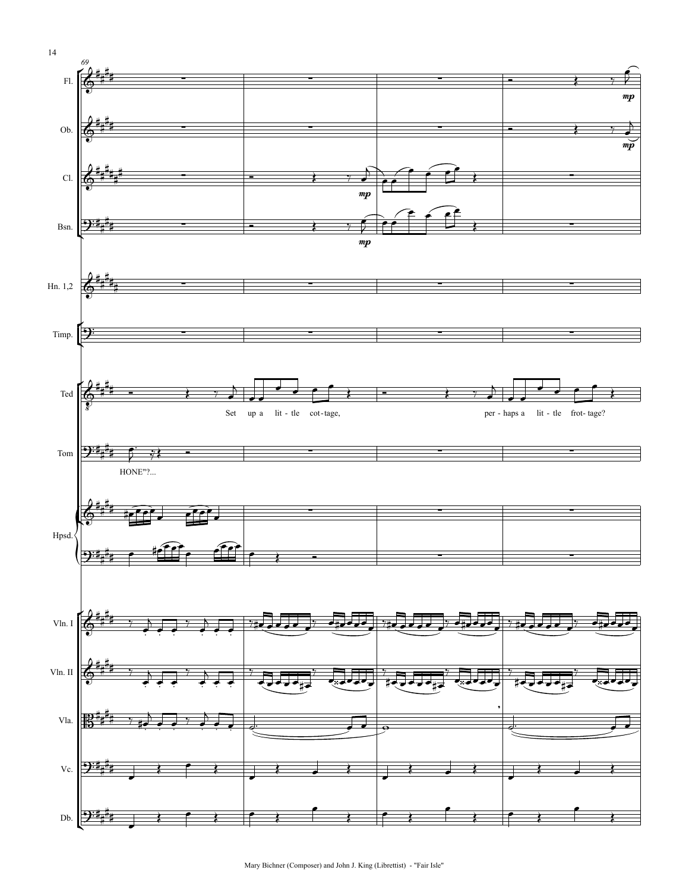69

Fl.

Ob.

Cl.

Bsn.

Hn. 1,2

Timp.

Ted

Set up a lit - tle cot - tage, per - haps a lit - tle frot - tage?

Tom

HONE"?...

Hpsd.

Vln. I

Vln. II

Vla.

Vc.

Db.

Mary Bichner (Composer) and John J. King (Librettist) - "Fair Isle"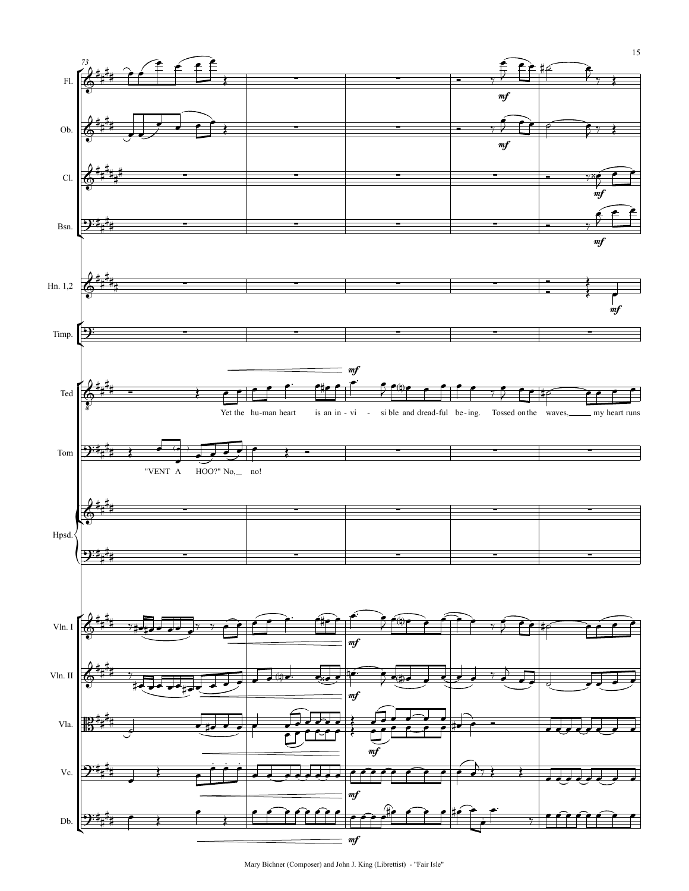Fl.

Ob.

Cl.

Bsn.

Hn. 1,2

Timp.

Ted

Yet the hu-man heart is an in - vi - si ble and dread-ful be-ing. Tossed on the waves, my heart runs

Tom

"VENT A HOO?" No, no!

Hpsd.

Vln. I

Vln. II

Vla.

Vc.

Db.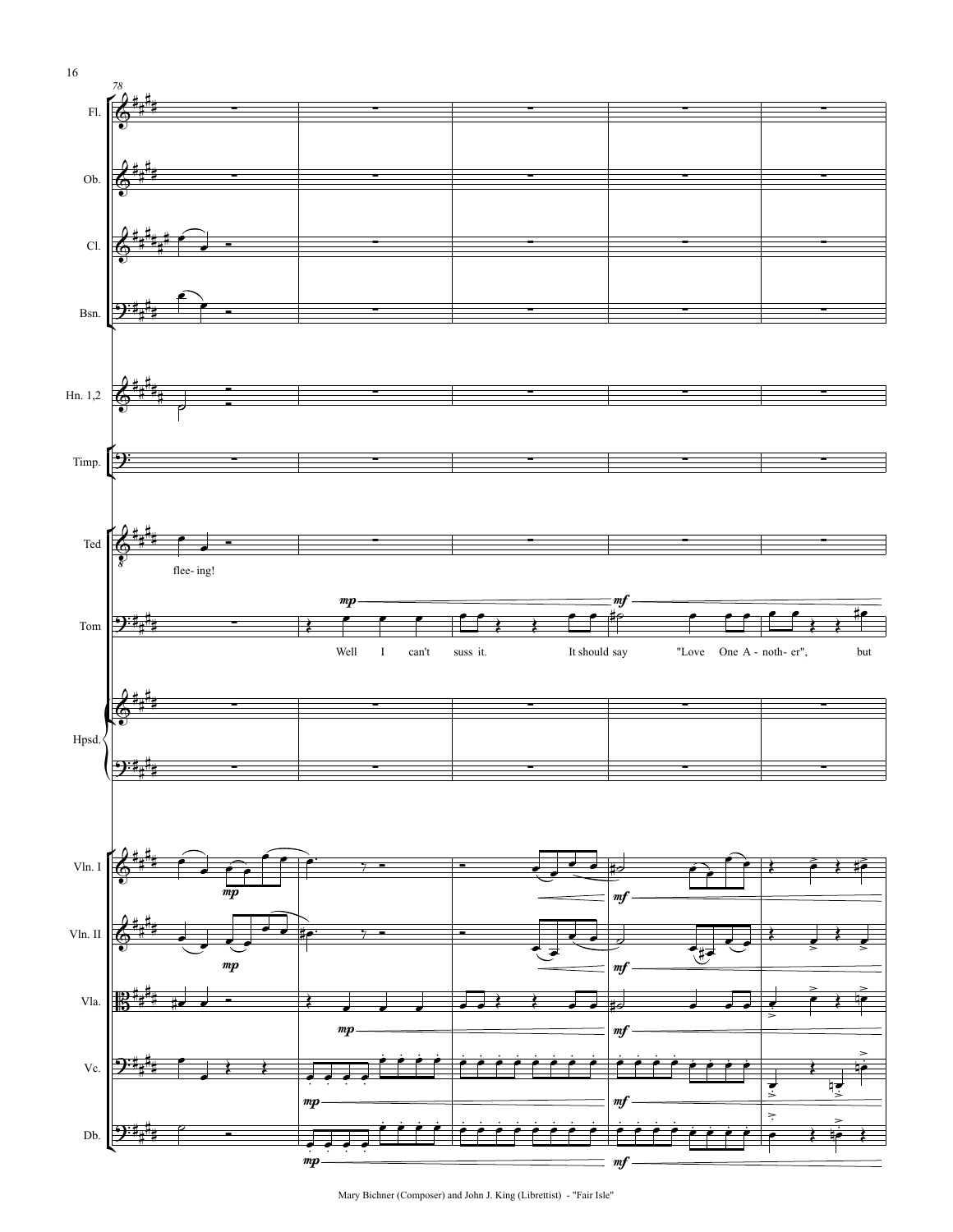Ted: flee- ing!

Tom: Well I can't suss it. It should say "Love One A - noth- er", but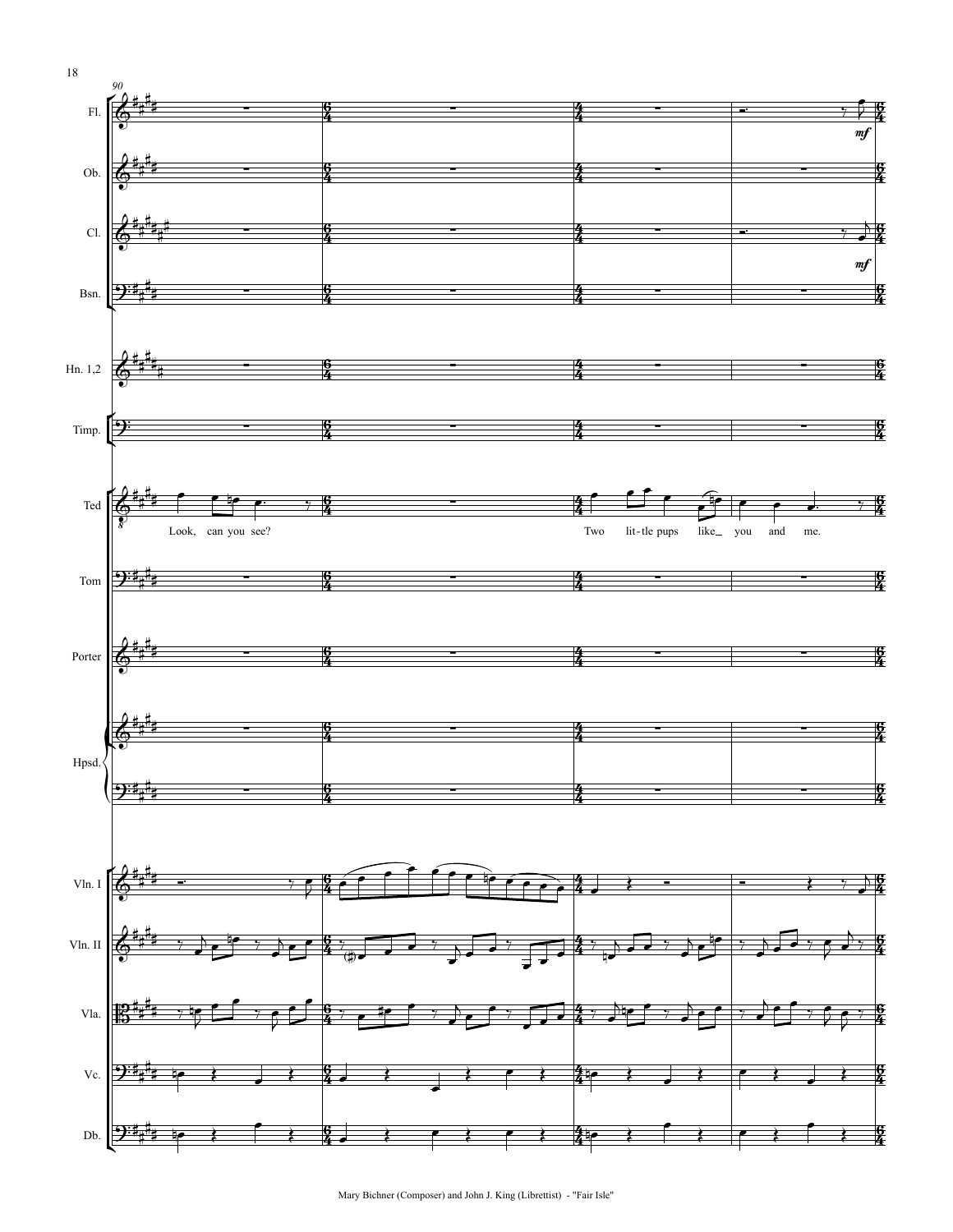90

Fl.

Ob.

Cl.

Bsn.

Hn. 1,2

Timp.

Ted

Look, can you see?

Two lit-tle pups like_ you and me.

Tom

Porter

Hpsd.

Vln. I

Vln. II

Vla.

Vc.

Db.

*mf*

*mf*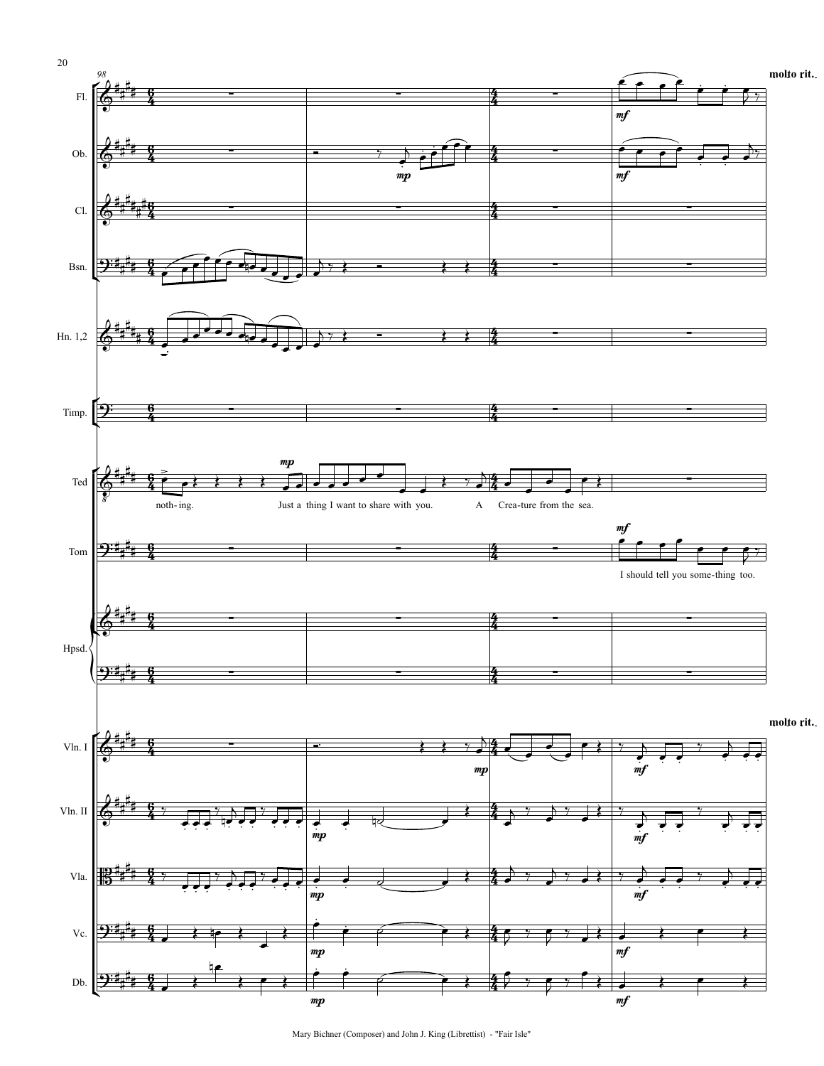molto rit.

Fl.
Ob.
Cl.
Bsn.
Hn. 1,2
Timp.
Ted

noth- ing. Just a thing I want to share with you. A Crea-ture from the sea.

Tom

I should tell you some-thing too.

Hpsd.

Vln. I
Vln. II
Vla.
Vc.
Db.

molto rit.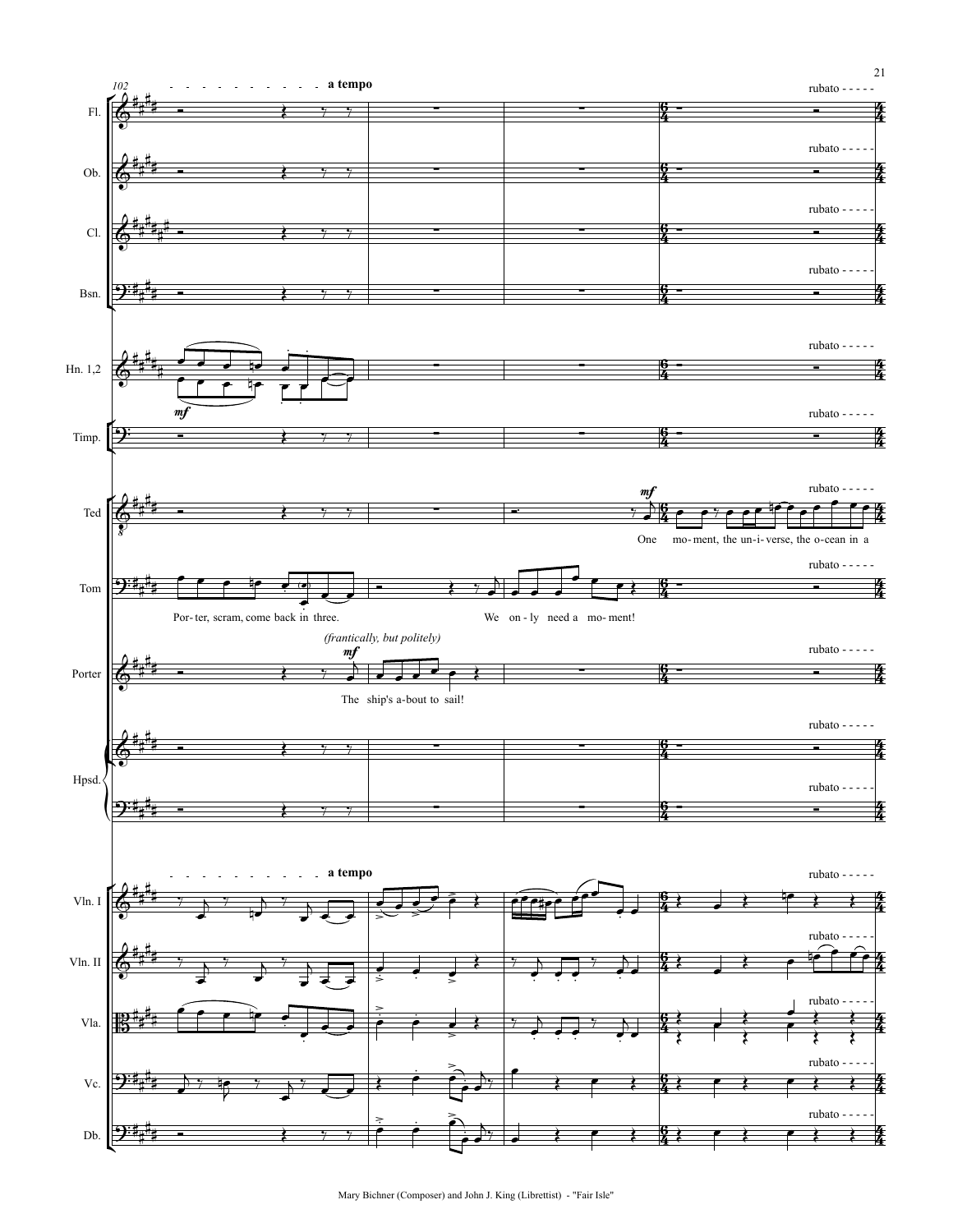102 a tempo

rubato

Fl.

Ob.

Cl.

Bsn.

Hn. 1,2

*mf*

Timp.

Ted

*mf*

One mo- ment, the un-i- verse, the o-cean in a

Tom

Por- ter, scram, come back in three. We on - ly need a mo- ment!

Porter

*(frantically, but politely)*

*mf*

The ship's a-bout to sail!

Hpsd.

a tempo

rubato

Vln. I

Vln. II

Vla.

Vc.

Db.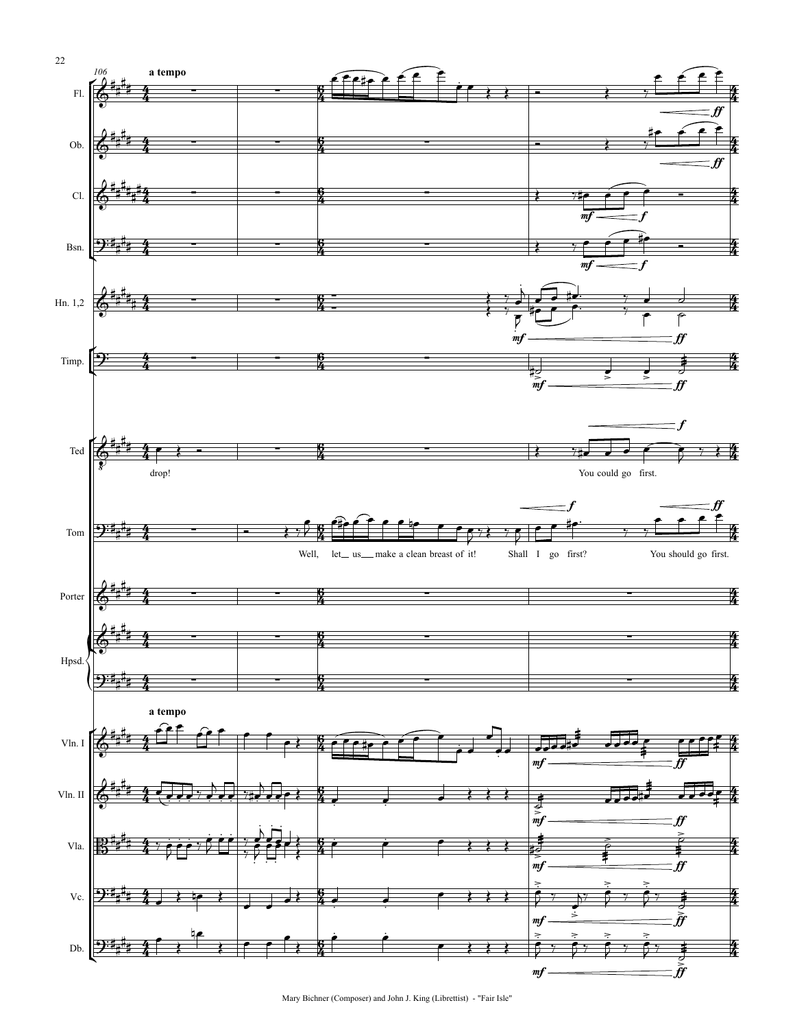106

**a tempo**

Fl.

Ob.

Cl.

Bsn.

Hn. 1,2

Timp.

Ted

drop!

You could go first.

Tom

Well, let us make a clean breast of it! Shall I go first? You should go first.

Porter

Hpsd.

**a tempo**

Vln. I

Vln. II

Vla.

Vc.

Db.

Mary Bichner (Composer) and John J. King (Librettist) - "Fair Isle"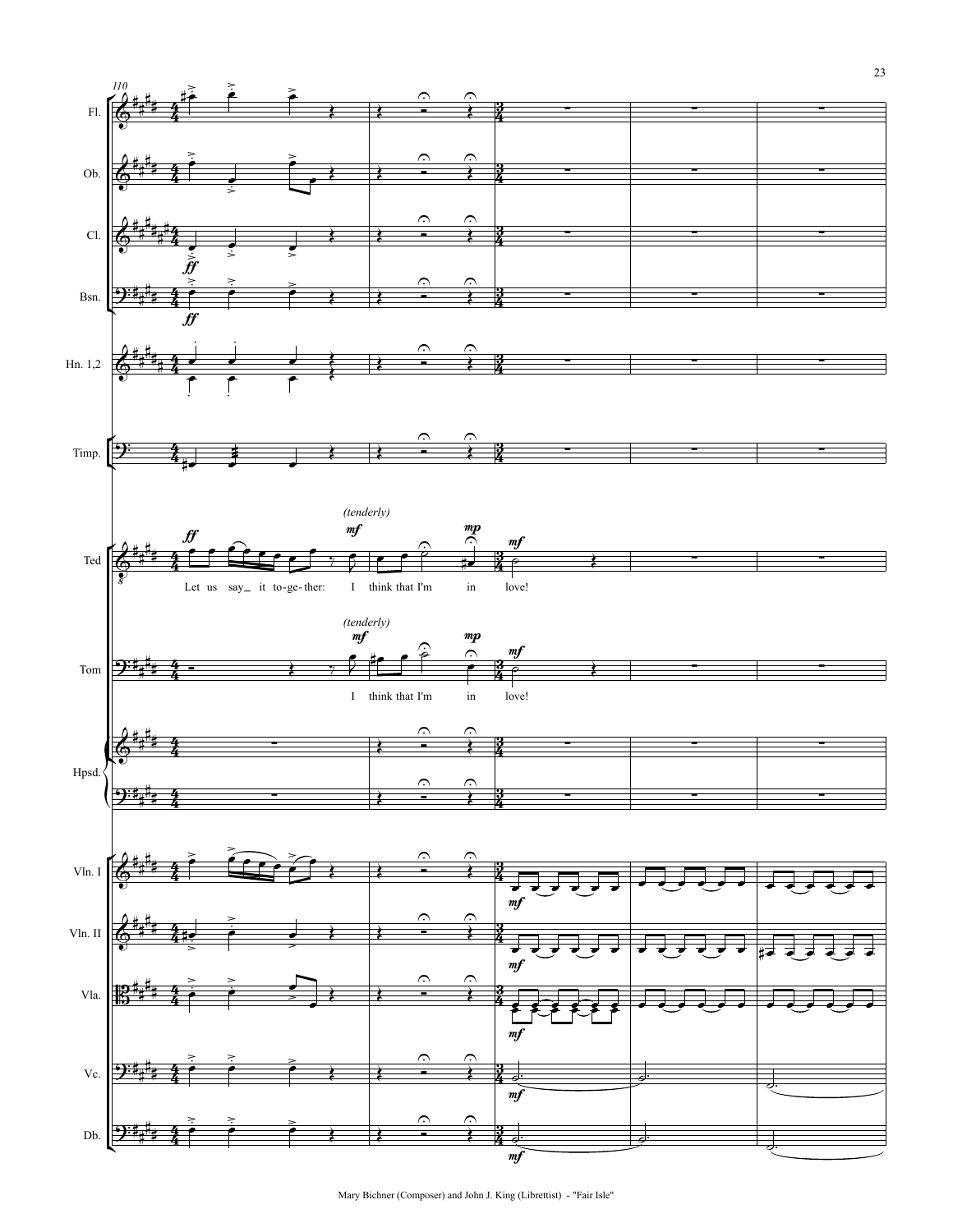110

Fl.

Ob.

Cl.

Bsn.

Hn. 1,2

Timp.

Ted

*ff* *(tenderly)* *mf* *mp* *mf*

Let us say_ it to-ge-ther: I think that I'm in love!

Tom

*(tenderly)* *mf* *mp* *mf*

I think that I'm in love!

Hpsd.

Vln. I

Vln. II

Vla.

Vc.

Db.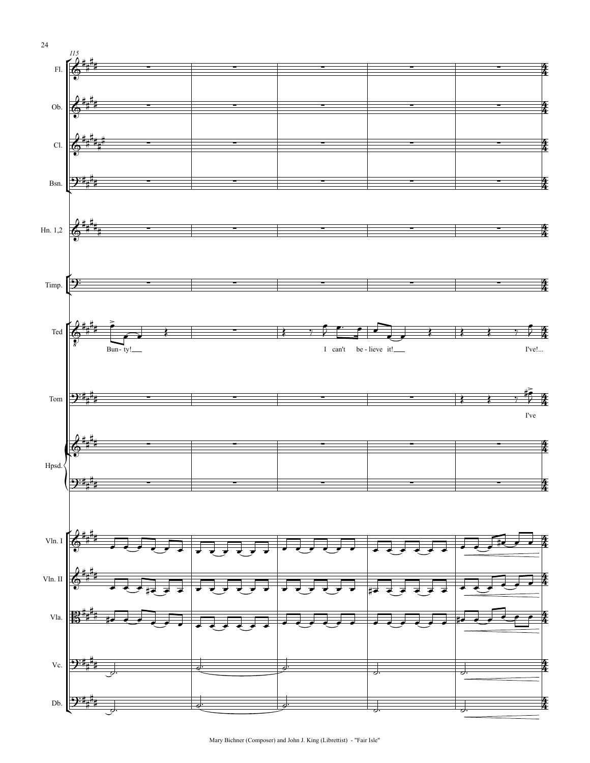115

Fl.

Ob.

Cl.

Bsn.

Hn. 1,2

Timp.

Ted

Bun- ty! I can't be - lieve it! I've!...

Tom

I've

Hpsd.

Vln. I

Vln. II

Vla.

Vc.

Db.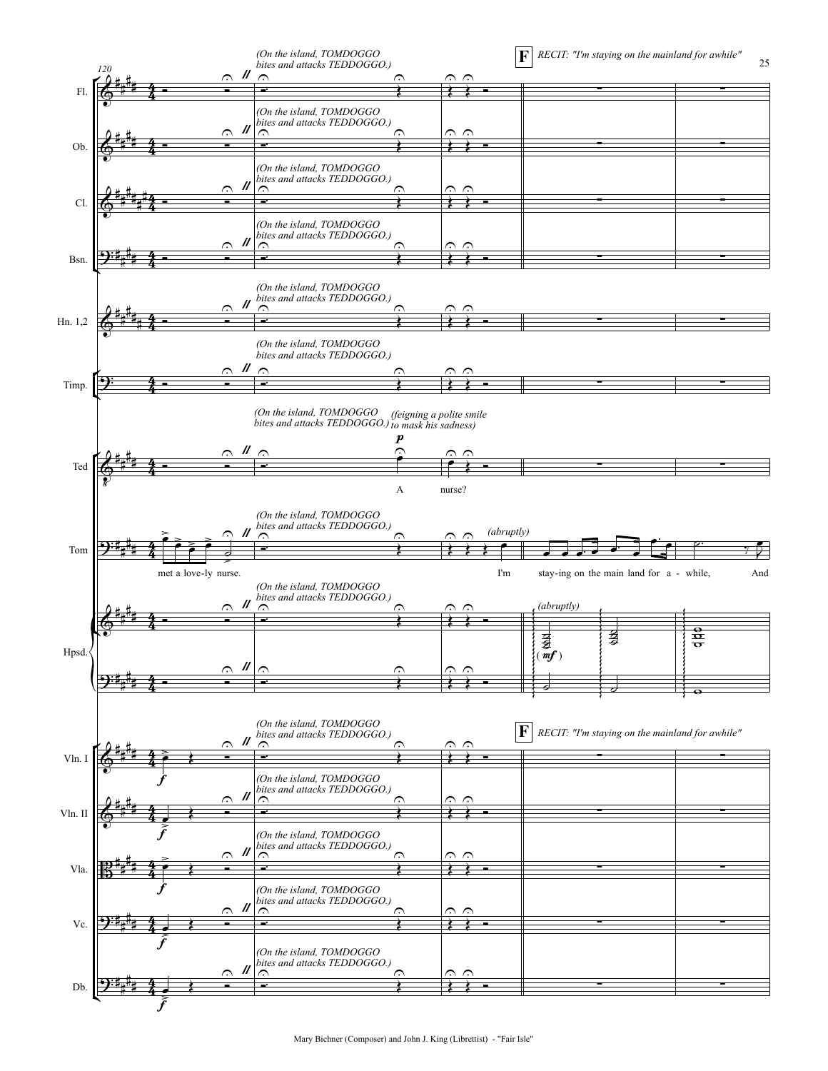*(On the island, TOMDOGGO bites and attacks TEDDOGGO.)*

**F** *RECIT: "I'm staying on the mainland for awhile"*

Ted: *(feigning a polite smile to mask his sadness)* A nurse?

Tom: met a love-ly nurse. *(abruptly)* I'm stay-ing on the main land for a - while, And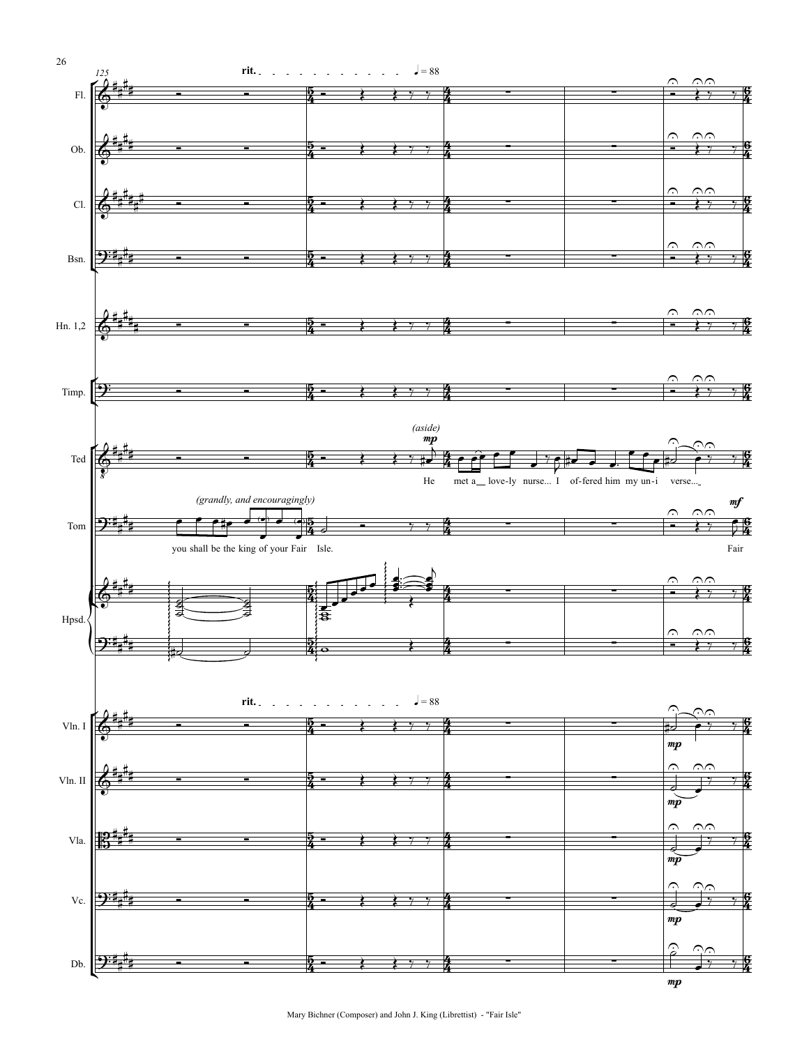125

rit. ♩ = 88

Fl.

Ob.

Cl.

Bsn.

Hn. 1,2

Timp.

Ted — *(aside)* *mp*: He met a love-ly nurse... I of-fered him my un-i verse...

Tom — *(grandly, and encouragingly)*: you shall be the king of your Fair Isle. — *mf*: Fair

Hpsd.

rit. ♩ = 88

Vln. I — *mp*

Vln. II — *mp*

Vla. — *mp*

Vc. — *mp*

Db. — *mp*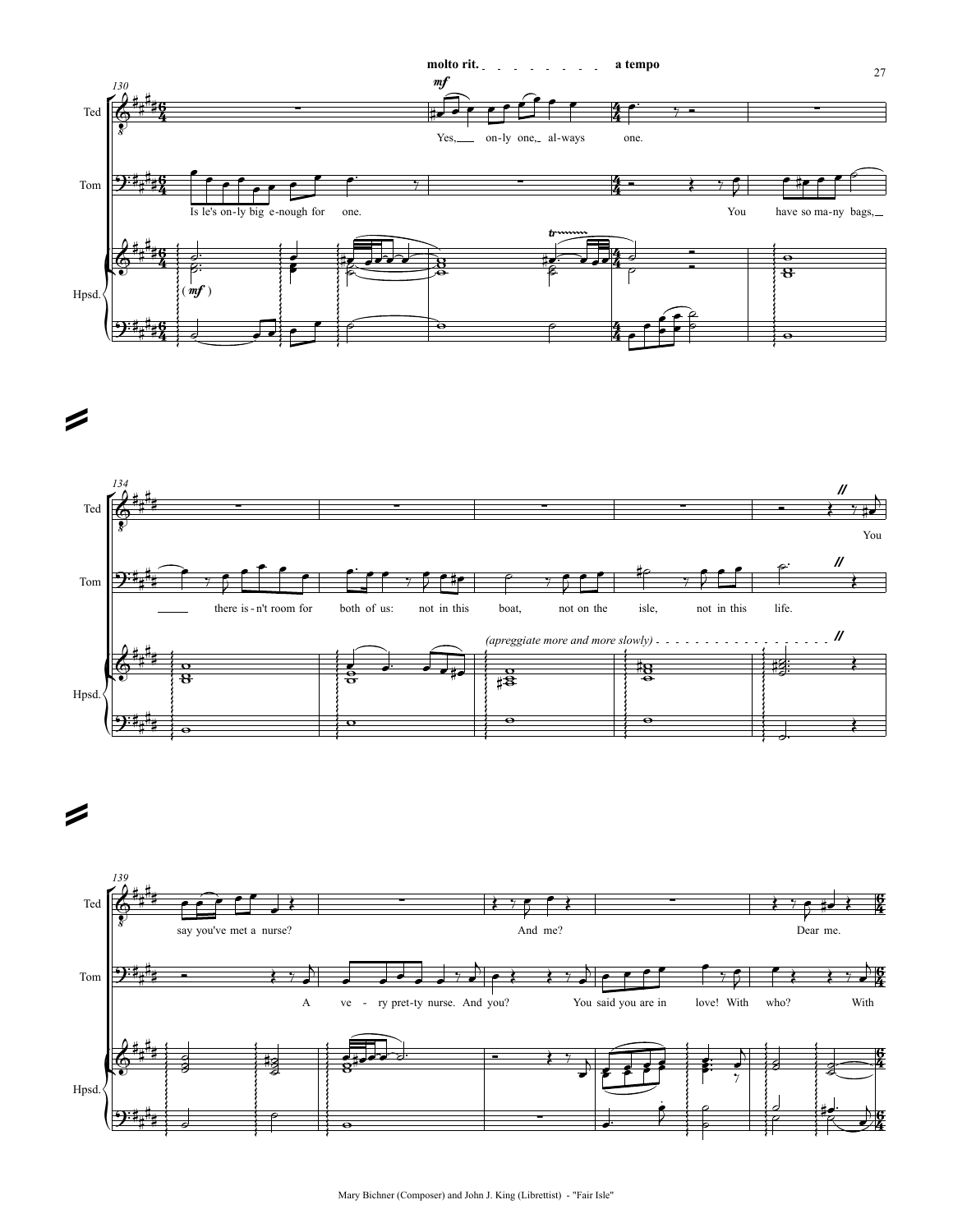molto rit. . . . . . . . . . a tempo

130

*mf*

Ted: Yes, only one, always one.

Tom: Isle's only big enough for one. You have so many bags,

Hpsd. (*mf*)

134

Ted: You

Tom: there isn't room for both of us: not in this boat, not on the isle, not in this life.

Hpsd. *(apreggiate more and more slowly)* . . . . . . . . . . . . . . . . . .

139

Ted: say you've met a nurse? And me? Dear me.

Tom: A very pretty nurse. And you? You said you are in love! With who? With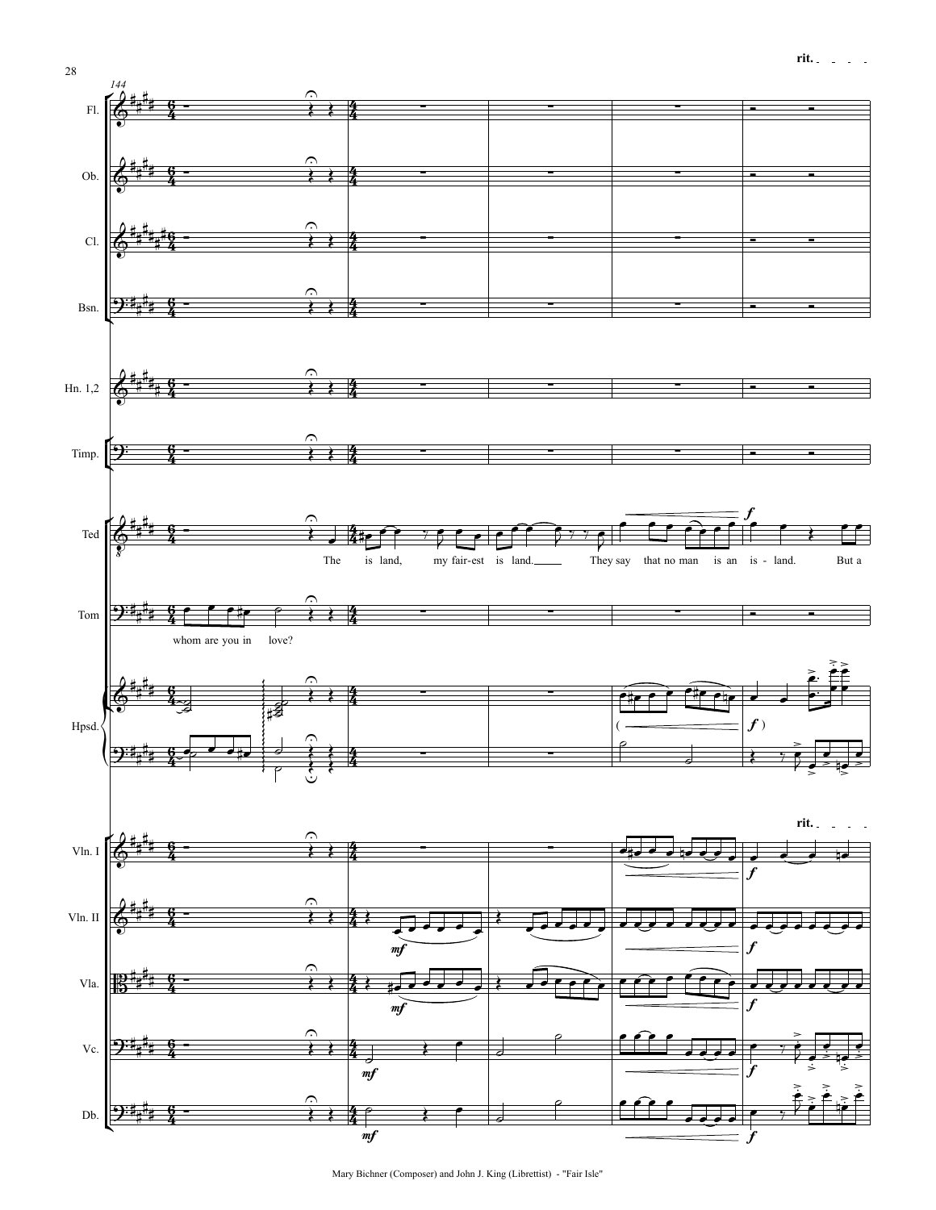rit.

144

Fl.

Ob.

Cl.

Bsn.

Hn. 1,2

Timp.

Ted

The is land, my fair-est is land. They say that no man is an is - land. But a

Tom

whom are you in love?

Hpsd.

Vln. I

Vln. II

Vla.

Vc.

Db.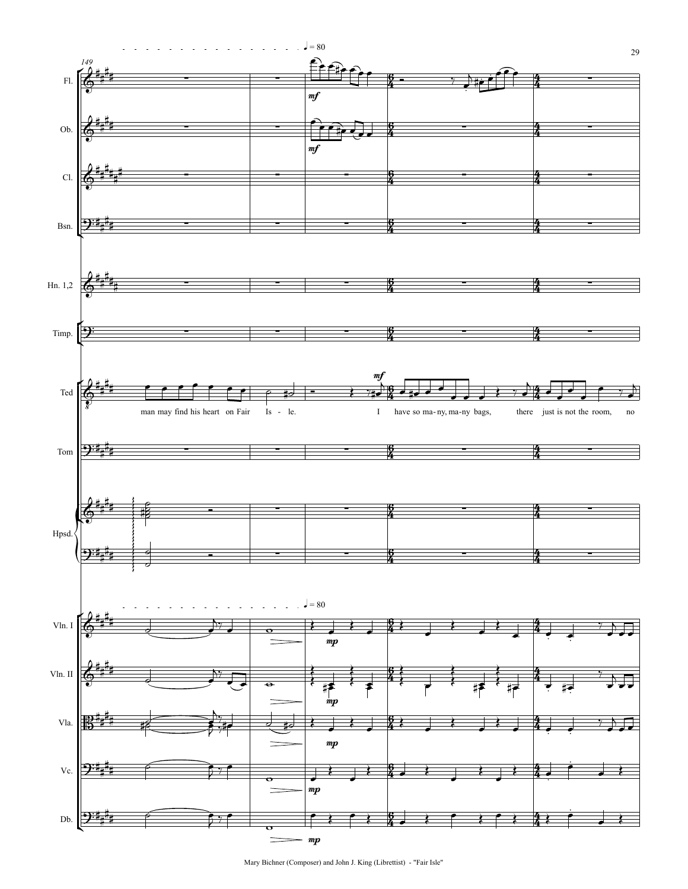♩ = 80

149

Fl.

*mf*

Ob.

*mf*

Cl.

Bsn.

Hn. 1,2

Timp.

Ted

*mf*

man may find his heart on Fair Is - le. I have so ma- ny, ma- ny bags, there just is not the room, no

Tom

Hpsd.

♩ = 80

Vln. I

*mp*

Vln. II

*mp*

Vla.

*mp*

Vc.

*mp*

Db.

*mp*

Mary Bichner (Composer) and John J. King (Librettist) - "Fair Isle"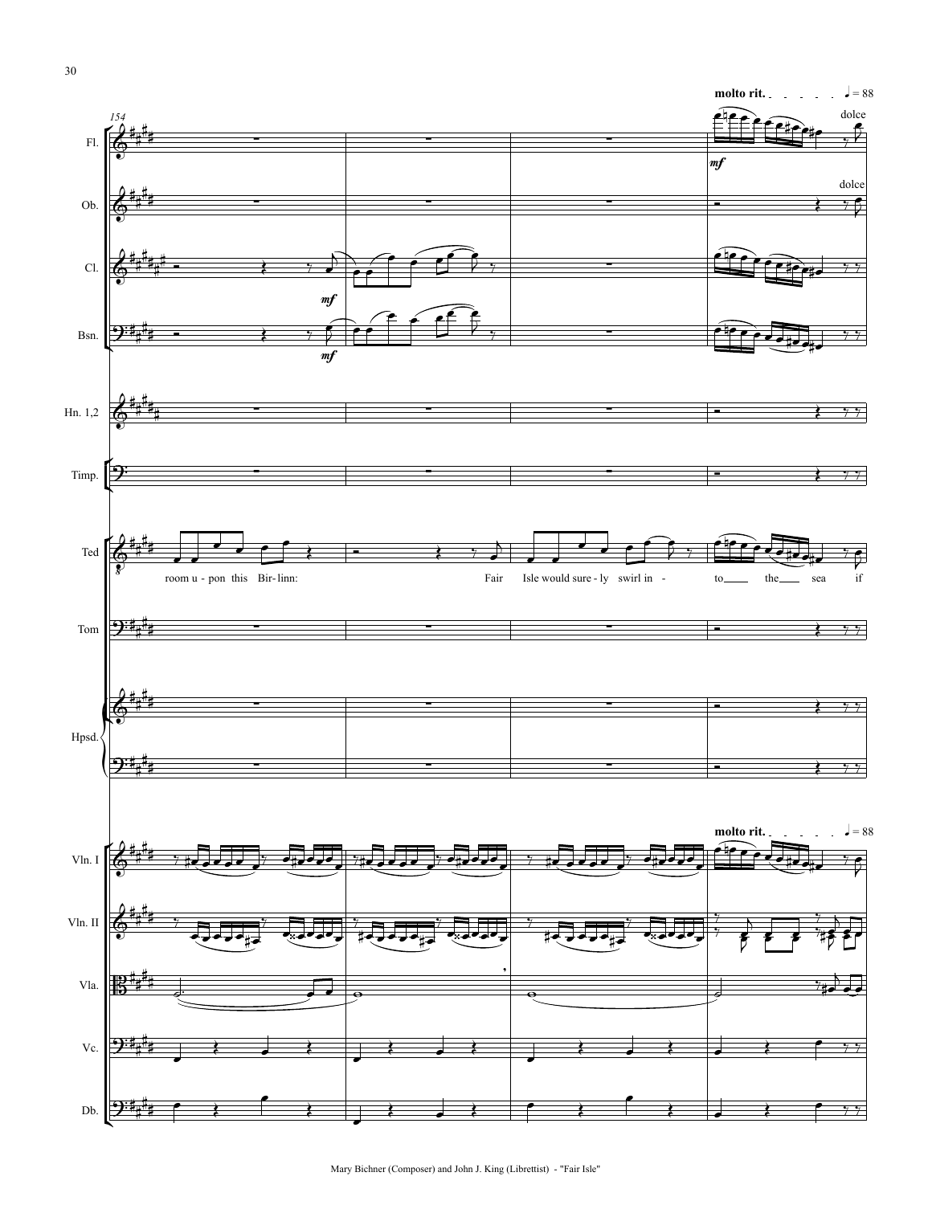molto rit. ♩ = 88

154

Fl. — *mf* — dolce

Ob. — dolce

Cl. — *mf*

Bsn. — *mf*

Hn. 1,2

Timp.

Ted — room u - pon this Bir - linn: Fair Isle would sure - ly swirl in - to the sea if

Tom

Hpsd.

molto rit. ♩ = 88

Vln. I

Vln. II

Vla.

Vc.

Db.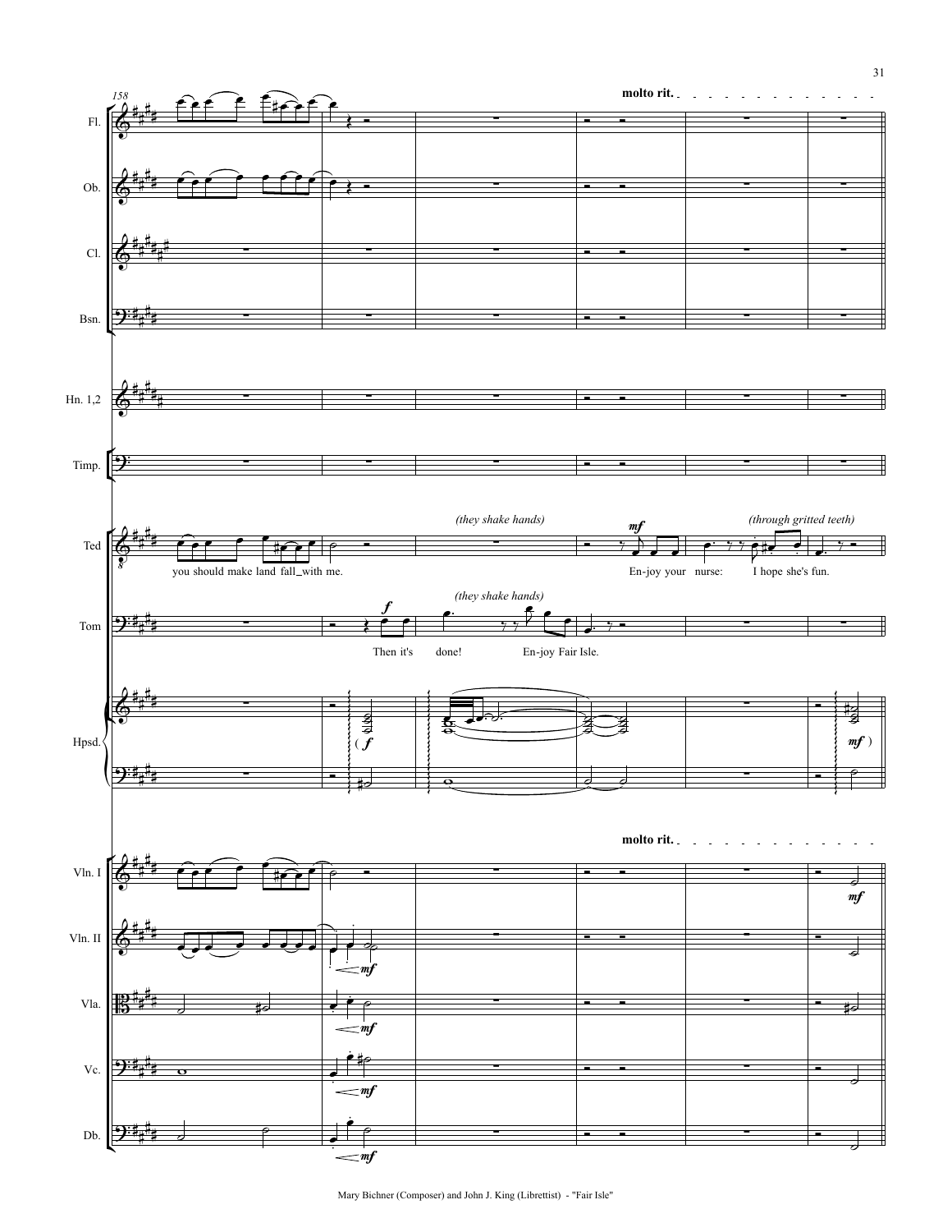158

**molto rit.**

Fl.

Ob.

Cl.

Bsn.

Hn. 1,2

Timp.

Ted

*(they shake hands)*

*mf*

*(through gritted teeth)*

you should make land fall_with me.

En-joy your nurse: I hope she's fun.

Tom

*f*

*(they shake hands)*

Then it's done! En-joy Fair Isle.

Hpsd.

( *f*

*mf* )

**molto rit.**

Vln. I

*mf*

Vln. II

*mf*

Vla.

*mf*

Vc.

*mf*

Db.

*mf*

Mary Bichner (Composer) and John J. King (Librettist) - "Fair Isle"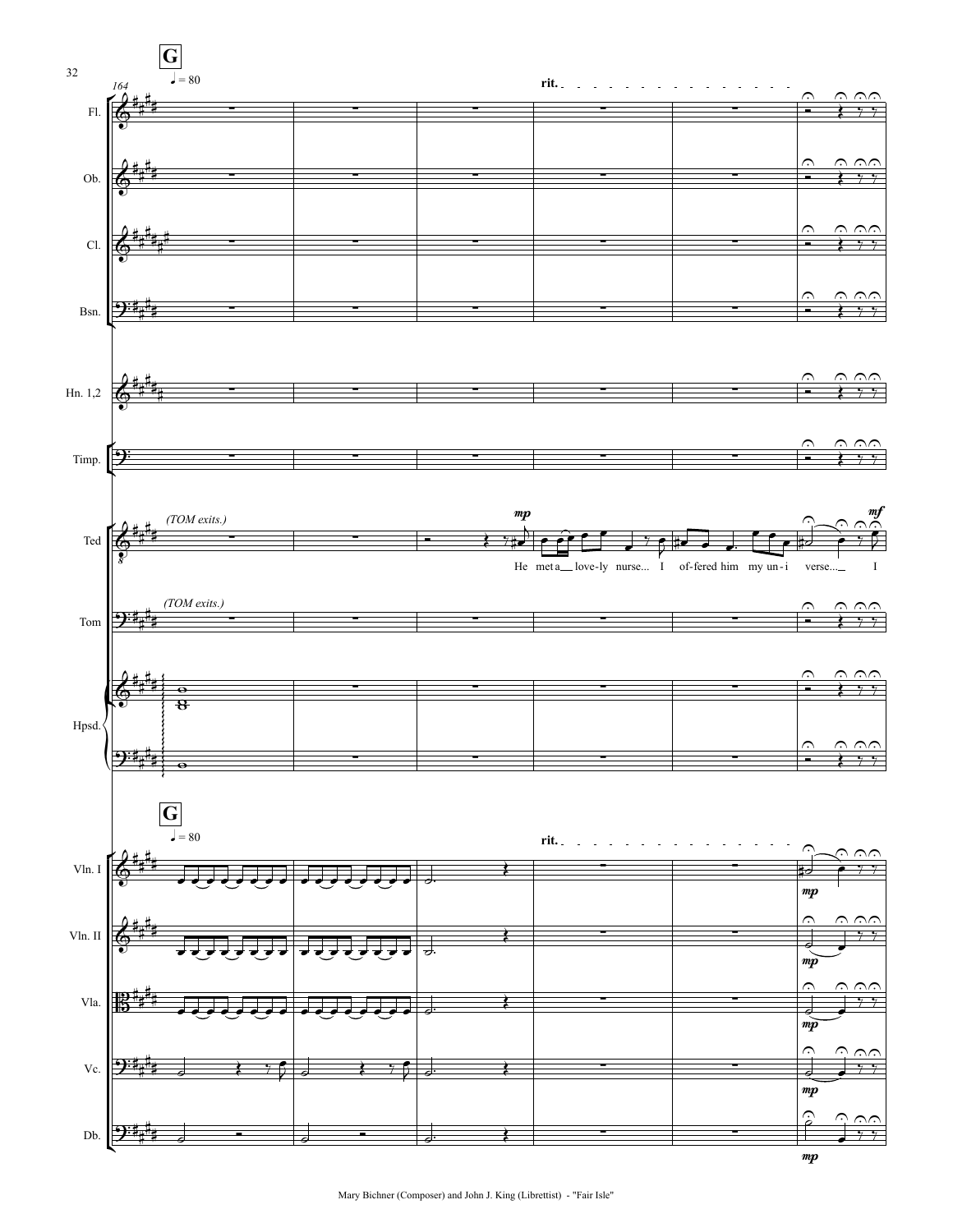**G**

♩ = 80

164

rit.

Fl.

Ob.

Cl.

Bsn.

Hn. 1,2

Timp.

Ted

*(TOM exits.)*

*mp*

He met a love-ly nurse... I of-fered him my un-i verse... I

*mf*

Tom

*(TOM exits.)*

Hpsd.

**G**

♩ = 80

rit.

Vln. I

*mp*

Vln. II

*mp*

Vla.

*mp*

Vc.

*mp*

Db.

*mp*

Mary Bichner (Composer) and John J. King (Librettist) - "Fair Isle"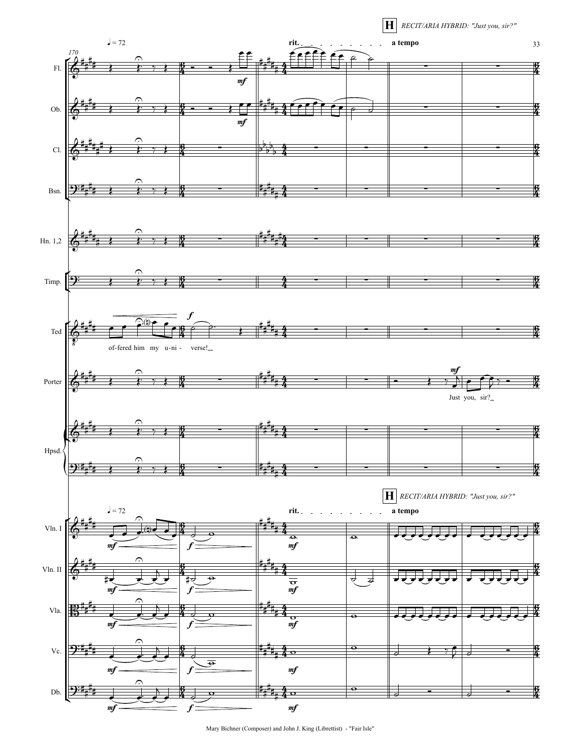**H** *RECIT/ARIA HYBRID: "Just you, sir?"*

♩= 72

rit. a tempo

Ted: of-fered him my u-ni- verse!

Porter: Just you, sir?

Mary Bichner (Composer) and John J. King (Librettist) - "Fair Isle"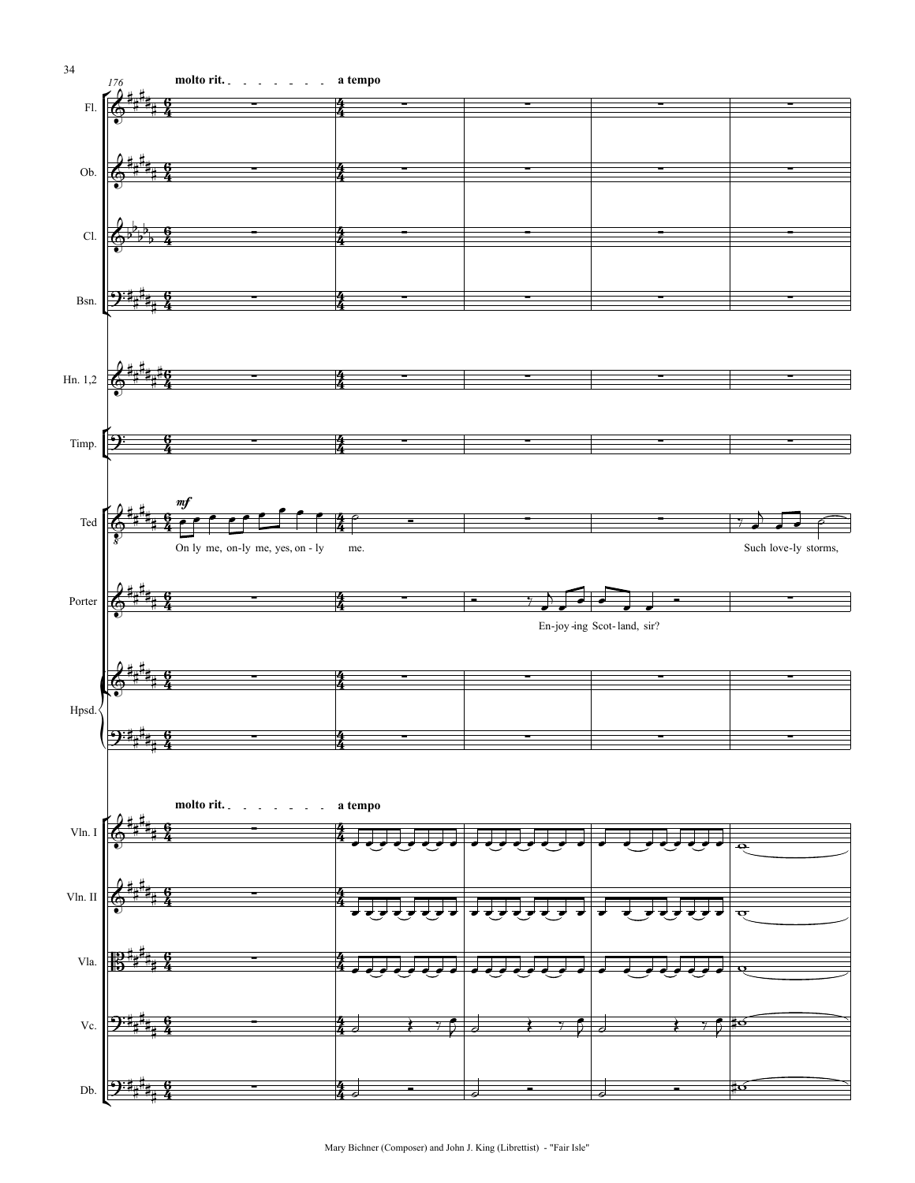176

**molto rit.** . . . . . . . . **a tempo**

Fl.

Ob.

Cl.

Bsn.

Hn. 1,2

Timp.

Ted — *mf* — On ly me, on-ly me, yes, on - ly me. Such love-ly storms,

Porter — En-joy-ing Scot- land, sir?

Hpsd.

**molto rit.** . . . . . . . . **a tempo**

Vln. I

Vln. II

Vla.

Vc.

Db.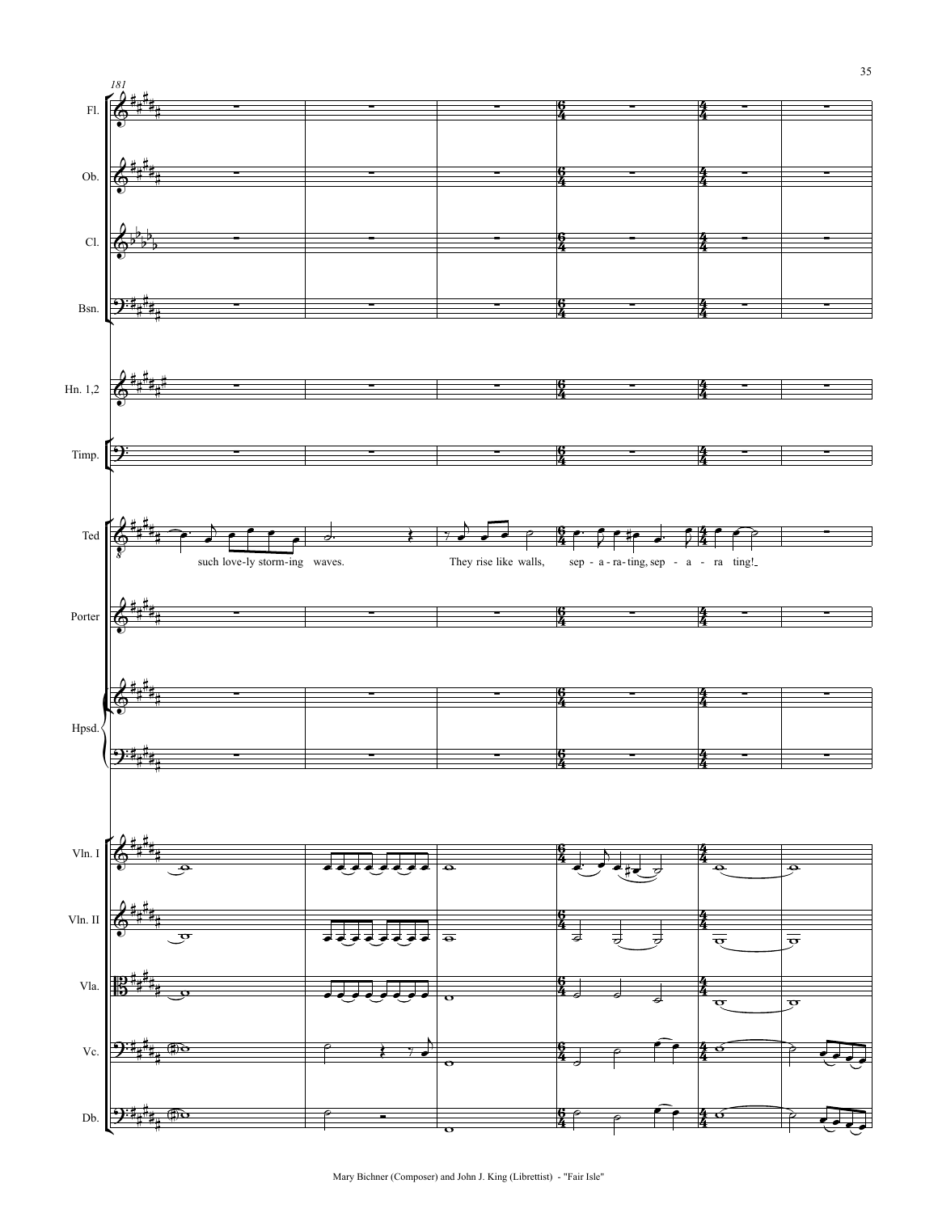181

Fl.

Ob.

Cl.

Bsn.

Hn. 1,2

Timp.

Ted

such love-ly storm-ing waves. They rise like walls, sep - a - ra - ting, sep - a - ra ting!

Porter

Hpsd.

Vln. I

Vln. II

Vla.

Vc.

Db.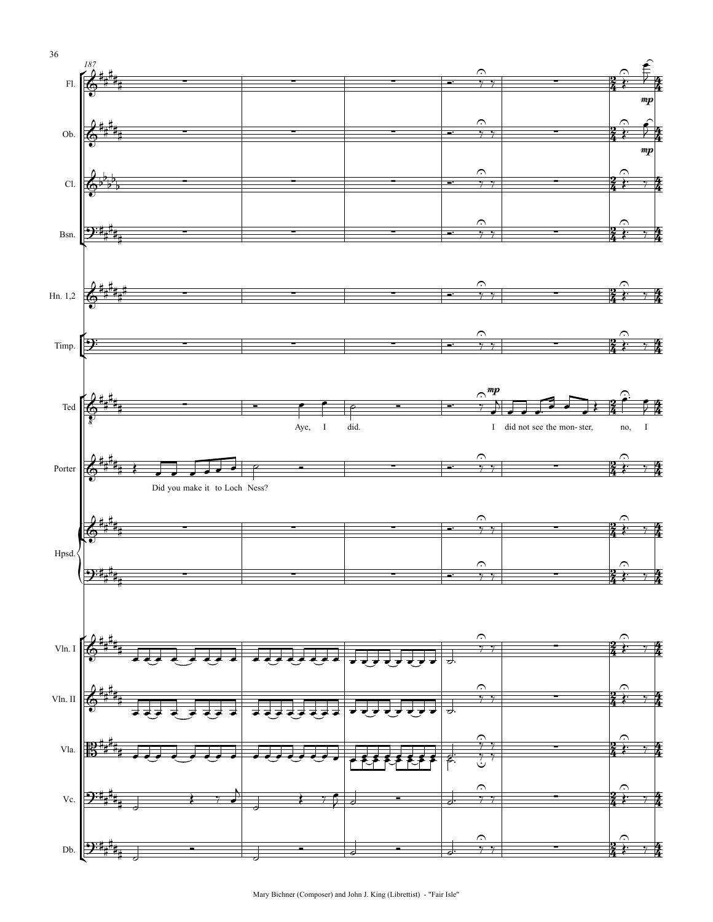187

Fl.

Ob.

Cl.

Bsn.

Hn. 1,2

Timp.

Ted

Aye, I did. I did not see the mon- ster, no, I

Porter

Did you make it to Loch Ness?

Hpsd.

Vln. I

Vln. II

Vla.

Vc.

Db.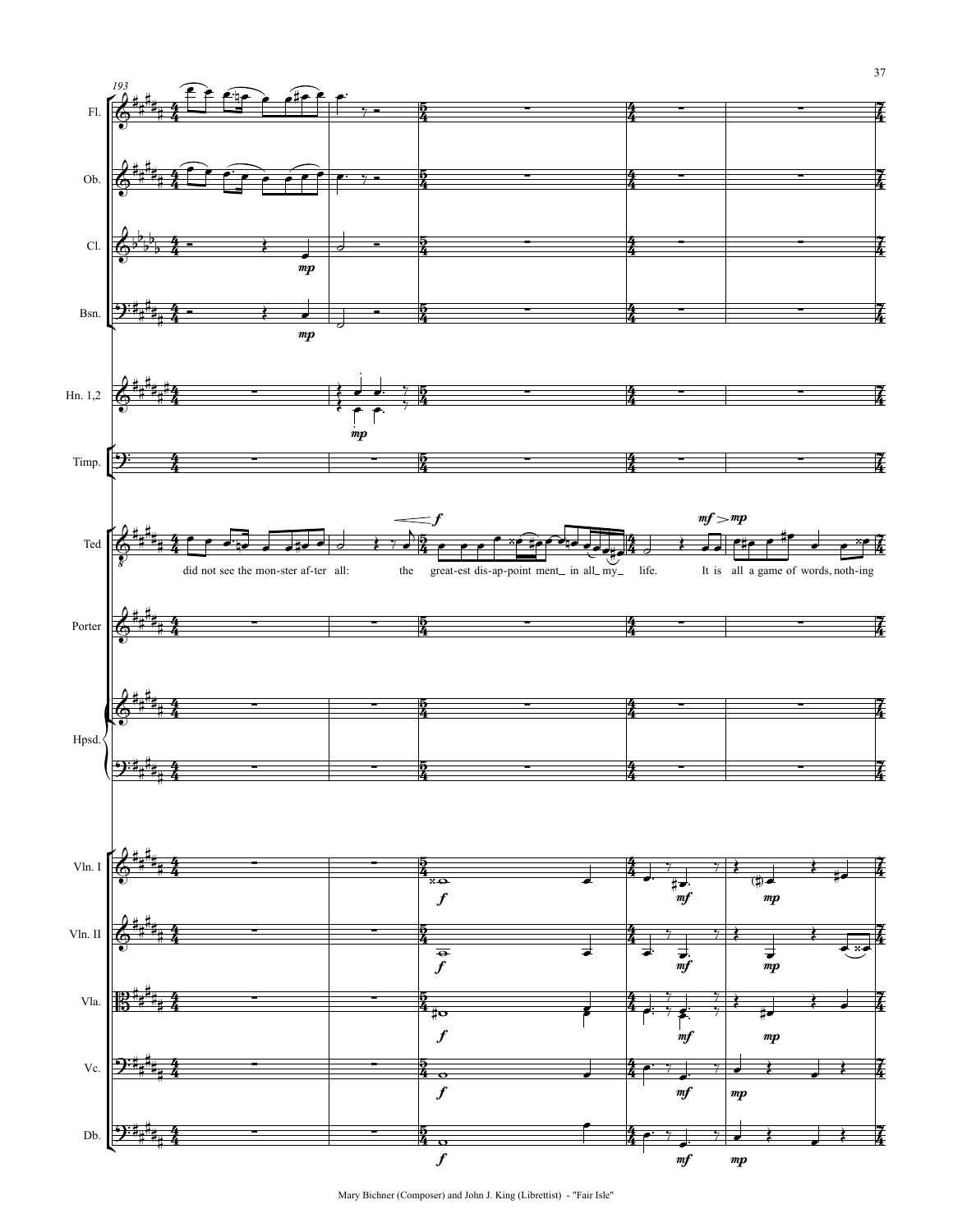193

Fl.

Ob.

Cl.

Bsn.

Hn. 1,2

Timp.

Ted

did not see the mon-ster af-ter all: the great-est dis-ap-point ment_ in all_ my_ life. It is all a game of words, noth-ing

Porter

Hpsd.

Vln. I

Vln. II

Vla.

Vc.

Db.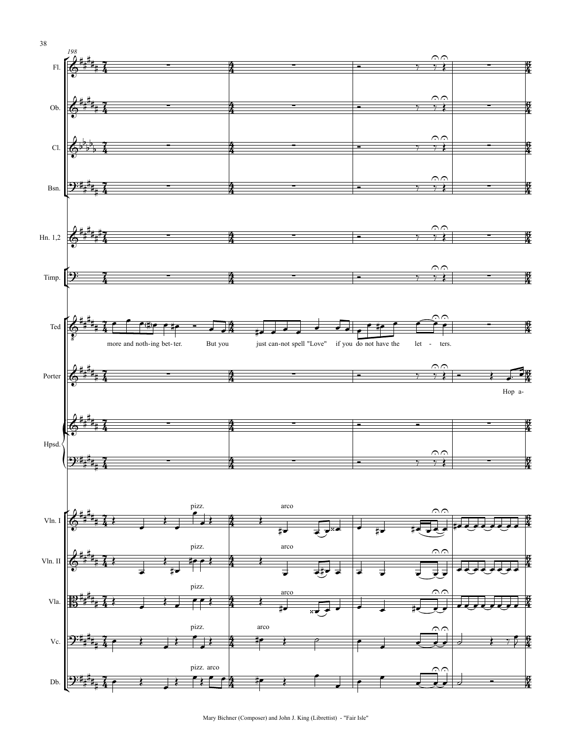198

Fl.

Ob.

Cl.

Bsn.

Hn. 1,2

Timp.

Ted

more and noth-ing bet-ter. But you just can-not spell "Love" if you do not have the let - ters.

Porter

Hop a-

Hpsd.

Vln. I

pizz. arco

Vln. II

pizz. arco

Vla.

pizz. arco

Vc.

pizz. arco

Db.

pizz. arco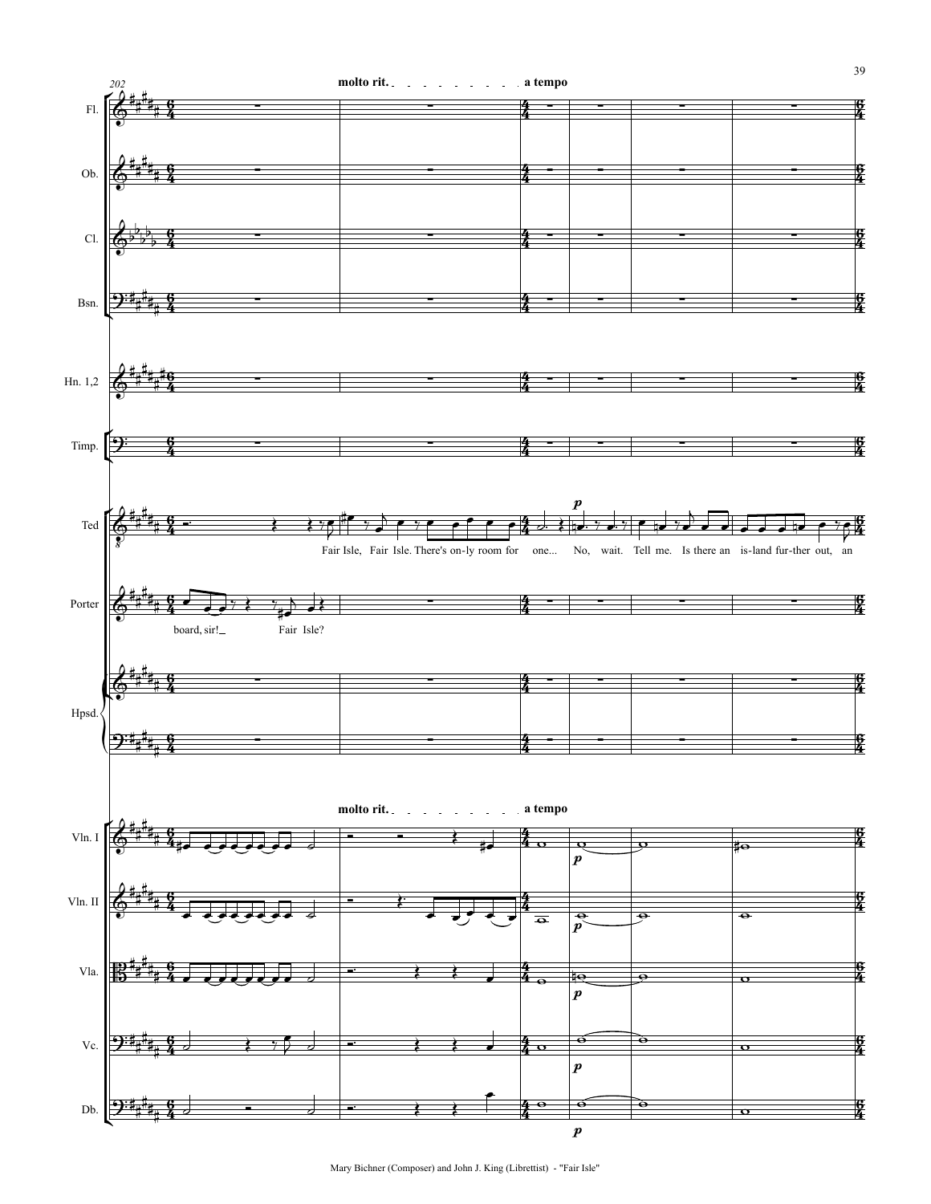202

**molto rit.** . . . . . . . . . . **a tempo**

Fl.
Ob.
Cl.
Bsn.
Hn. 1,2
Timp.

Ted: Fair Isle, Fair Isle. There's on-ly room for one... No, wait. Tell me. Is there an is-land fur-ther out, an

Porter: board, sir! Fair Isle?

Hpsd.

**molto rit.** . . . . . . . . . . **a tempo**

Vln. I
Vln. II
Vla.
Vc.
Db.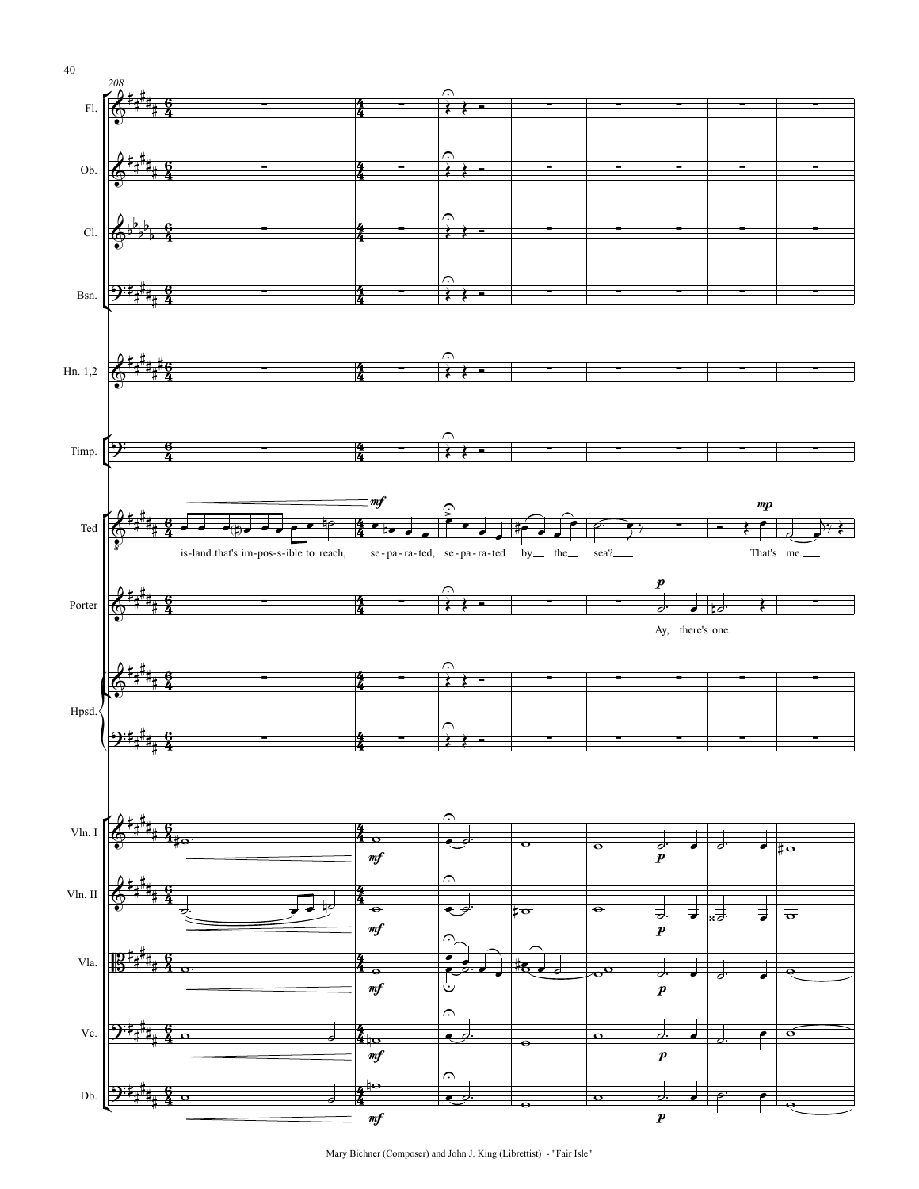208

Fl.

Ob.

Cl.

Bsn.

Hn. 1,2

Timp.

Ted

mf

mp

is-land that's im-pos-s-ible to reach, se-pa-ra-ted, se-pa-ra-ted by the sea? That's me.

Porter

p

Ay, there's one.

Hpsd.

Vln. I

Vln. II

Vla.

Vc.

Db.

mf

p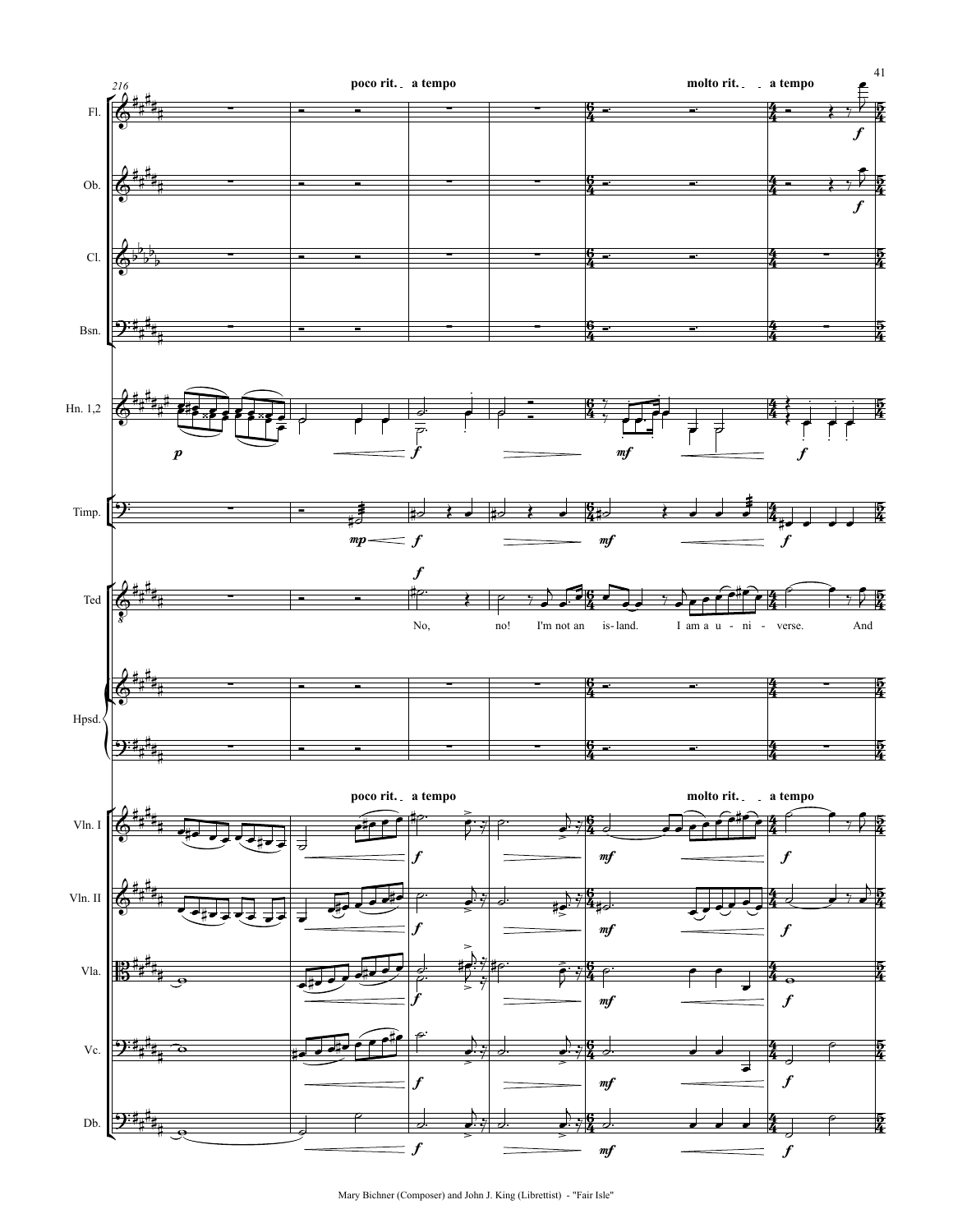poco rit. a tempo

molto rit. a tempo

No, no! I'm not an island. I am a universe. And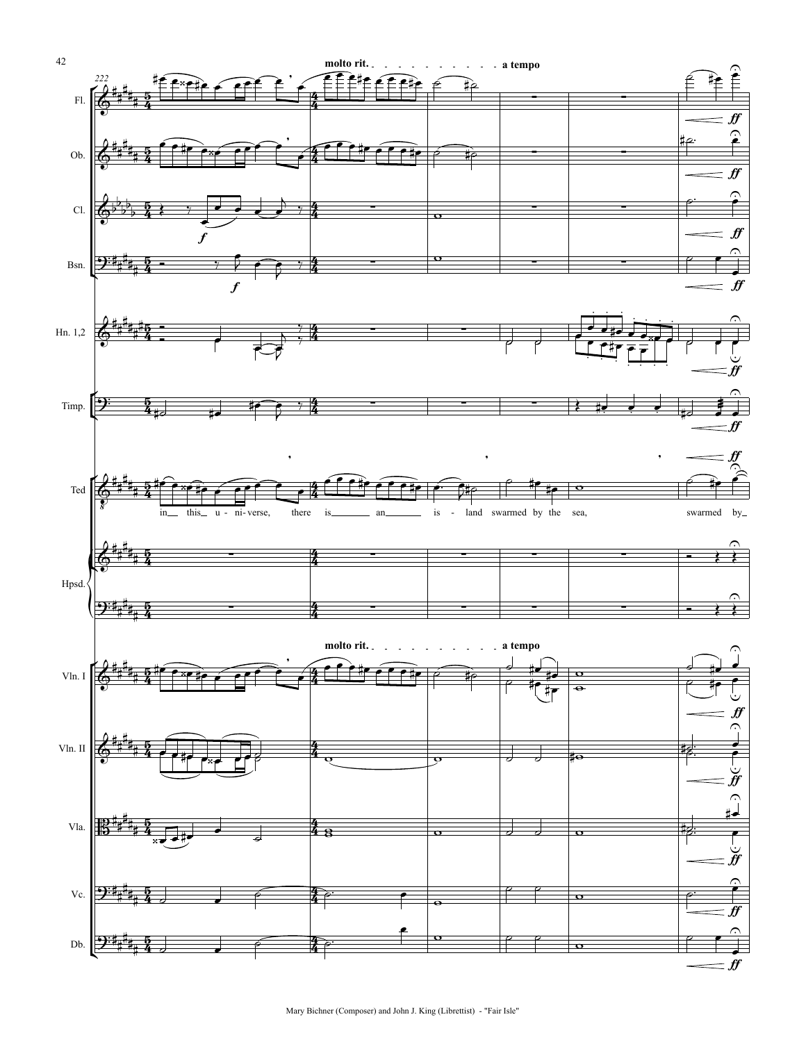**molto rit.** . . . . . . . . . . . . **a tempo**

Fl.

Ob.

Cl.

Bsn.

Hn. 1,2

Timp.

Ted

in this u - ni- verse, there is an is - land swarmed by the sea, swarmed by

Hpsd.

**molto rit.** . . . . . . . . . . . . **a tempo**

Vln. I

Vln. II

Vla.

Vc.

Db.

Mary Bichner (Composer) and John J. King (Librettist) - "Fair Isle"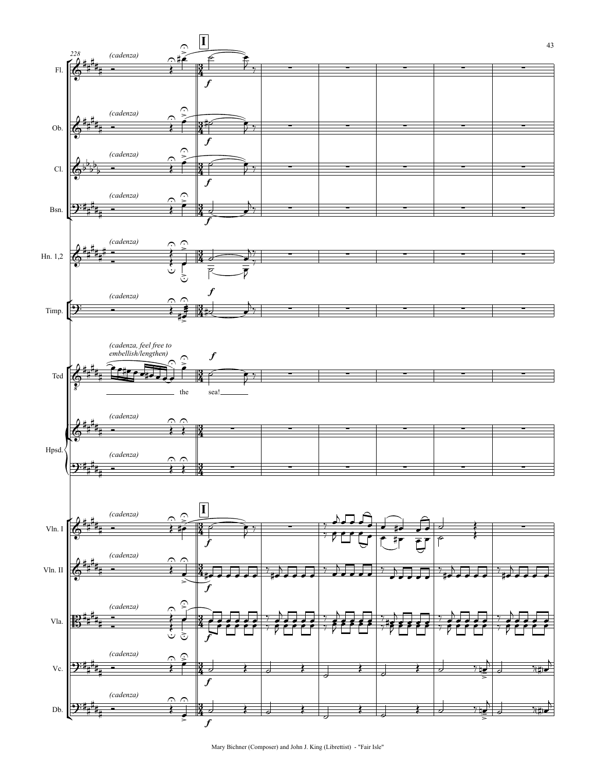228

Fl. *(cadenza)*

**I**

*f*

Ob. *(cadenza)*

*f*

Cl. *(cadenza)*

*f*

Bsn. *(cadenza)*

*f*

Hn. 1,2 *(cadenza)*

*f*

Timp. *(cadenza)*

*(cadenza, feel free to embellish/lengthen)*

*f*

Ted

the sea!

Hpsd. *(cadenza)*

*(cadenza)*

Vln. I *(cadenza)*

**I**

*f*

Vln. II *(cadenza)*

*f*

Vla. *(cadenza)*

*f*

Vc. *(cadenza)*

*f*

Db. *(cadenza)*

*f*

Mary Bichner (Composer) and John J. King (Librettist) - "Fair Isle"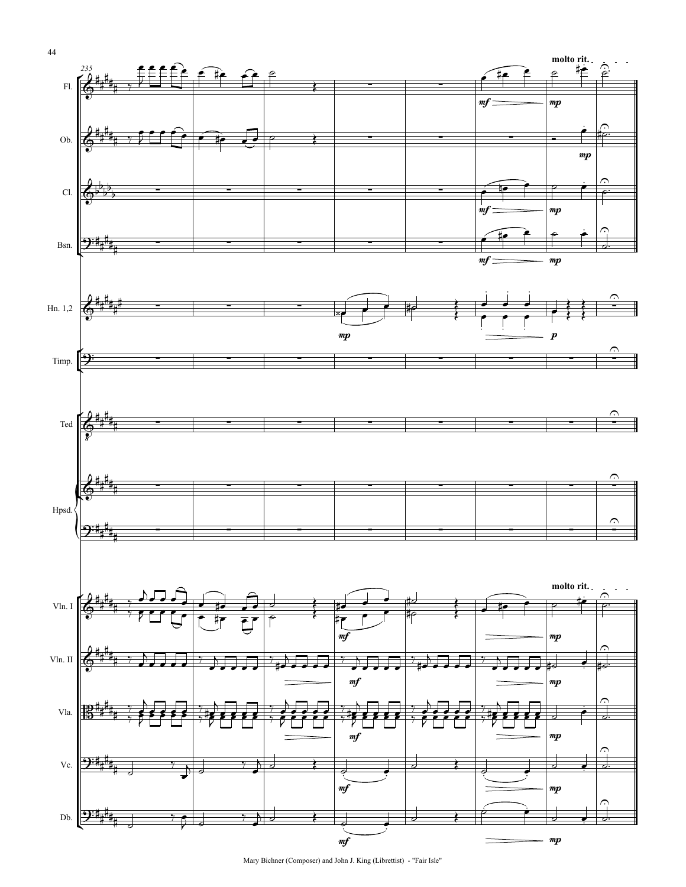235

molto rit.

Fl.

Ob.

Cl.

Bsn.

Hn. 1,2

Timp.

Ted

Hpsd.

molto rit.

Vln. I

Vln. II

Vla.

Vc.

Db.

mf mp mp mf mp mf mp mp p mf mp mf mp mf mp mf mp mf mp mf mp